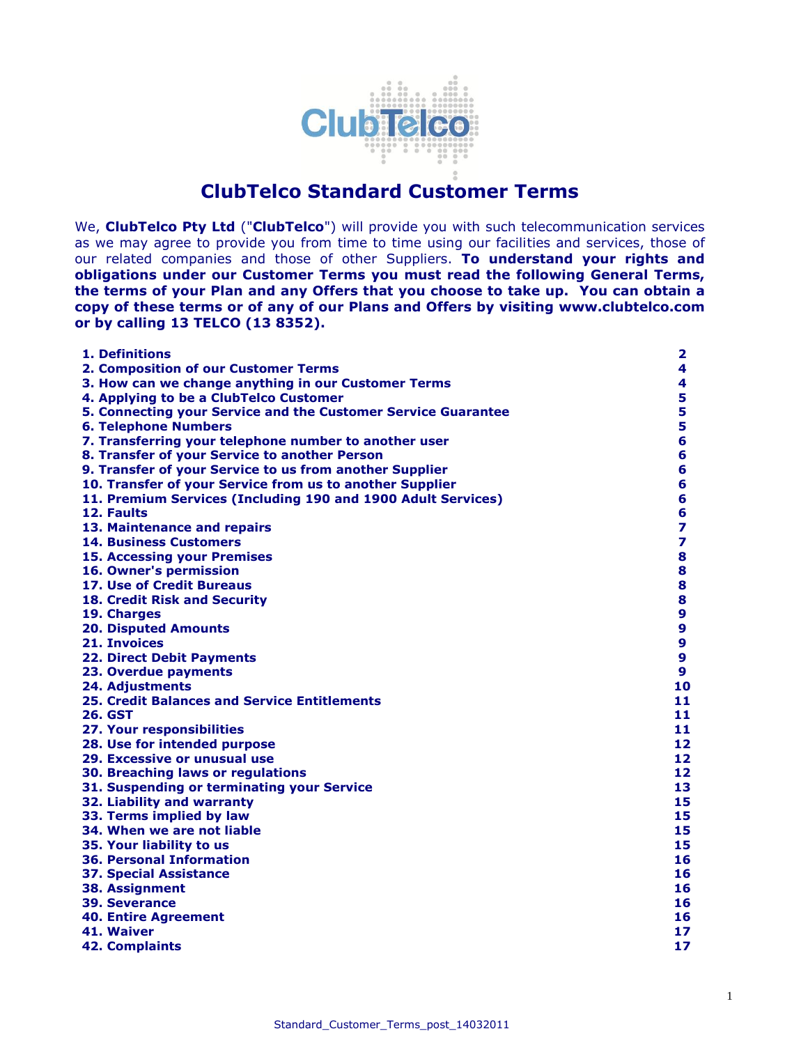# ClubTelco Standard Customer Terms

We, **ClubTelco Pty Ltd** ("**ClubTelco**") will provide you with such telecommunication services as we may agree to provide you from time to time using our facilities and services, those of our related companies and those of other Suppliers. **To understand your rights and obligations under our Customer Terms you must read the following General Terms, the terms of your Plan and any Offers that you choose to take up. You can obtain a copy of these terms or of any of our Plans and Offers by visiting www.clubtelco.com or by calling 13 TELCO (13 8352).**

| | |
|---|---|
| **1. Definitions** | **2** |
| **2. Composition of our Customer Terms** | **4** |
| **3. How can we change anything in our Customer Terms** | **4** |
| **4. Applying to be a ClubTelco Customer** | **5** |
| **5. Connecting your Service and the Customer Service Guarantee** | **5** |
| **6. Telephone Numbers** | **5** |
| **7. Transferring your telephone number to another user** | **6** |
| **8. Transfer of your Service to another Person** | **6** |
| **9. Transfer of your Service to us from another Supplier** | **6** |
| **10. Transfer of your Service from us to another Supplier** | **6** |
| **11. Premium Services (Including 190 and 1900 Adult Services)** | **6** |
| **12. Faults** | **6** |
| **13. Maintenance and repairs** | **7** |
| **14. Business Customers** | **7** |
| **15. Accessing your Premises** | **8** |
| **16. Owner's permission** | **8** |
| **17. Use of Credit Bureaus** | **8** |
| **18. Credit Risk and Security** | **8** |
| **19. Charges** | **9** |
| **20. Disputed Amounts** | **9** |
| **21. Invoices** | **9** |
| **22. Direct Debit Payments** | **9** |
| **23. Overdue payments** | **9** |
| **24. Adjustments** | **10** |
| **25. Credit Balances and Service Entitlements** | **11** |
| **26. GST** | **11** |
| **27. Your responsibilities** | **11** |
| **28. Use for intended purpose** | **12** |
| **29. Excessive or unusual use** | **12** |
| **30. Breaching laws or regulations** | **12** |
| **31. Suspending or terminating your Service** | **13** |
| **32. Liability and warranty** | **15** |
| **33. Terms implied by law** | **15** |
| **34. When we are not liable** | **15** |
| **35. Your liability to us** | **15** |
| **36. Personal Information** | **16** |
| **37. Special Assistance** | **16** |
| **38. Assignment** | **16** |
| **39. Severance** | **16** |
| **40. Entire Agreement** | **16** |
| **41. Waiver** | **17** |
| **42. Complaints** | **17** |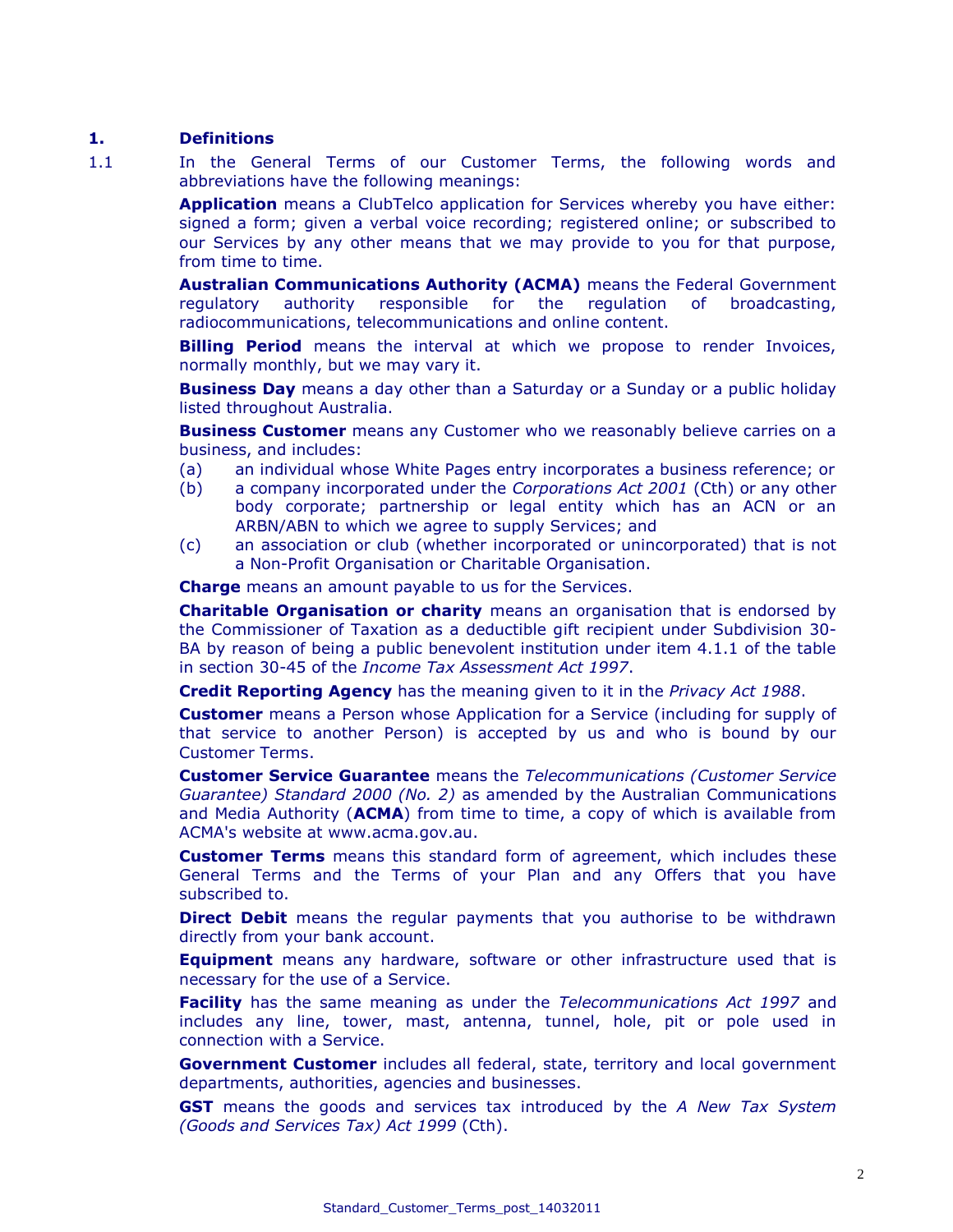## 1. Definitions

1.1 In the General Terms of our Customer Terms, the following words and abbreviations have the following meanings:

**Application** means a ClubTelco application for Services whereby you have either: signed a form; given a verbal voice recording; registered online; or subscribed to our Services by any other means that we may provide to you for that purpose, from time to time.

**Australian Communications Authority (ACMA)** means the Federal Government regulatory authority responsible for the regulation of broadcasting, radiocommunications, telecommunications and online content.

**Billing Period** means the interval at which we propose to render Invoices, normally monthly, but we may vary it.

**Business Day** means a day other than a Saturday or a Sunday or a public holiday listed throughout Australia.

**Business Customer** means any Customer who we reasonably believe carries on a business, and includes:

(a) an individual whose White Pages entry incorporates a business reference; or

(b) a company incorporated under the *Corporations Act 2001* (Cth) or any other body corporate; partnership or legal entity which has an ACN or an ARBN/ABN to which we agree to supply Services; and

(c) an association or club (whether incorporated or unincorporated) that is not a Non-Profit Organisation or Charitable Organisation.

**Charge** means an amount payable to us for the Services.

**Charitable Organisation or charity** means an organisation that is endorsed by the Commissioner of Taxation as a deductible gift recipient under Subdivision 30-BA by reason of being a public benevolent institution under item 4.1.1 of the table in section 30-45 of the *Income Tax Assessment Act 1997*.

**Credit Reporting Agency** has the meaning given to it in the *Privacy Act 1988*.

**Customer** means a Person whose Application for a Service (including for supply of that service to another Person) is accepted by us and who is bound by our Customer Terms.

**Customer Service Guarantee** means the *Telecommunications (Customer Service Guarantee) Standard 2000 (No. 2)* as amended by the Australian Communications and Media Authority (**ACMA**) from time to time, a copy of which is available from ACMA's website at www.acma.gov.au.

**Customer Terms** means this standard form of agreement, which includes these General Terms and the Terms of your Plan and any Offers that you have subscribed to.

**Direct Debit** means the regular payments that you authorise to be withdrawn directly from your bank account.

**Equipment** means any hardware, software or other infrastructure used that is necessary for the use of a Service.

**Facility** has the same meaning as under the *Telecommunications Act 1997* and includes any line, tower, mast, antenna, tunnel, hole, pit or pole used in connection with a Service.

**Government Customer** includes all federal, state, territory and local government departments, authorities, agencies and businesses.

**GST** means the goods and services tax introduced by the *A New Tax System (Goods and Services Tax) Act 1999* (Cth).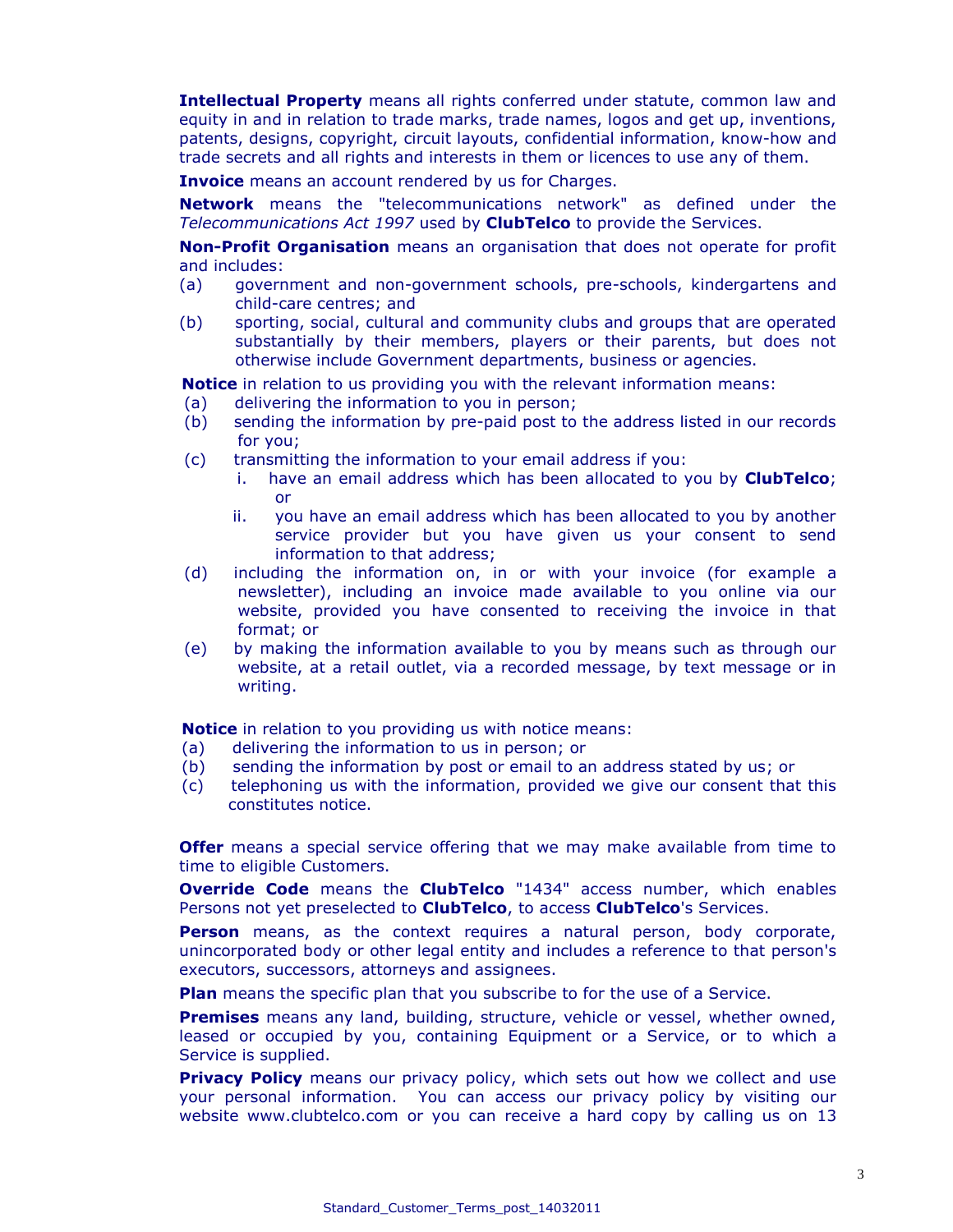**Intellectual Property** means all rights conferred under statute, common law and equity in and in relation to trade marks, trade names, logos and get up, inventions, patents, designs, copyright, circuit layouts, confidential information, know-how and trade secrets and all rights and interests in them or licences to use any of them.

**Invoice** means an account rendered by us for Charges.

**Network** means the "telecommunications network" as defined under the *Telecommunications Act 1997* used by **ClubTelco** to provide the Services.

**Non-Profit Organisation** means an organisation that does not operate for profit and includes:

(a) government and non-government schools, pre-schools, kindergartens and child-care centres; and

(b) sporting, social, cultural and community clubs and groups that are operated substantially by their members, players or their parents, but does not otherwise include Government departments, business or agencies.

**Notice** in relation to us providing you with the relevant information means:

(a) delivering the information to you in person;

(b) sending the information by pre-paid post to the address listed in our records for you;

(c) transmitting the information to your email address if you:

   i. have an email address which has been allocated to you by **ClubTelco**; or

   ii. you have an email address which has been allocated to you by another service provider but you have given us your consent to send information to that address;

(d) including the information on, in or with your invoice (for example a newsletter), including an invoice made available to you online via our website, provided you have consented to receiving the invoice in that format; or

(e) by making the information available to you by means such as through our website, at a retail outlet, via a recorded message, by text message or in writing.

**Notice** in relation to you providing us with notice means:

(a) delivering the information to us in person; or

(b) sending the information by post or email to an address stated by us; or

(c) telephoning us with the information, provided we give our consent that this constitutes notice.

**Offer** means a special service offering that we may make available from time to time to eligible Customers.

**Override Code** means the **ClubTelco** "1434" access number, which enables Persons not yet preselected to **ClubTelco**, to access **ClubTelco**'s Services.

**Person** means, as the context requires a natural person, body corporate, unincorporated body or other legal entity and includes a reference to that person's executors, successors, attorneys and assignees.

**Plan** means the specific plan that you subscribe to for the use of a Service.

**Premises** means any land, building, structure, vehicle or vessel, whether owned, leased or occupied by you, containing Equipment or a Service, or to which a Service is supplied.

**Privacy Policy** means our privacy policy, which sets out how we collect and use your personal information. You can access our privacy policy by visiting our website www.clubtelco.com or you can receive a hard copy by calling us on 13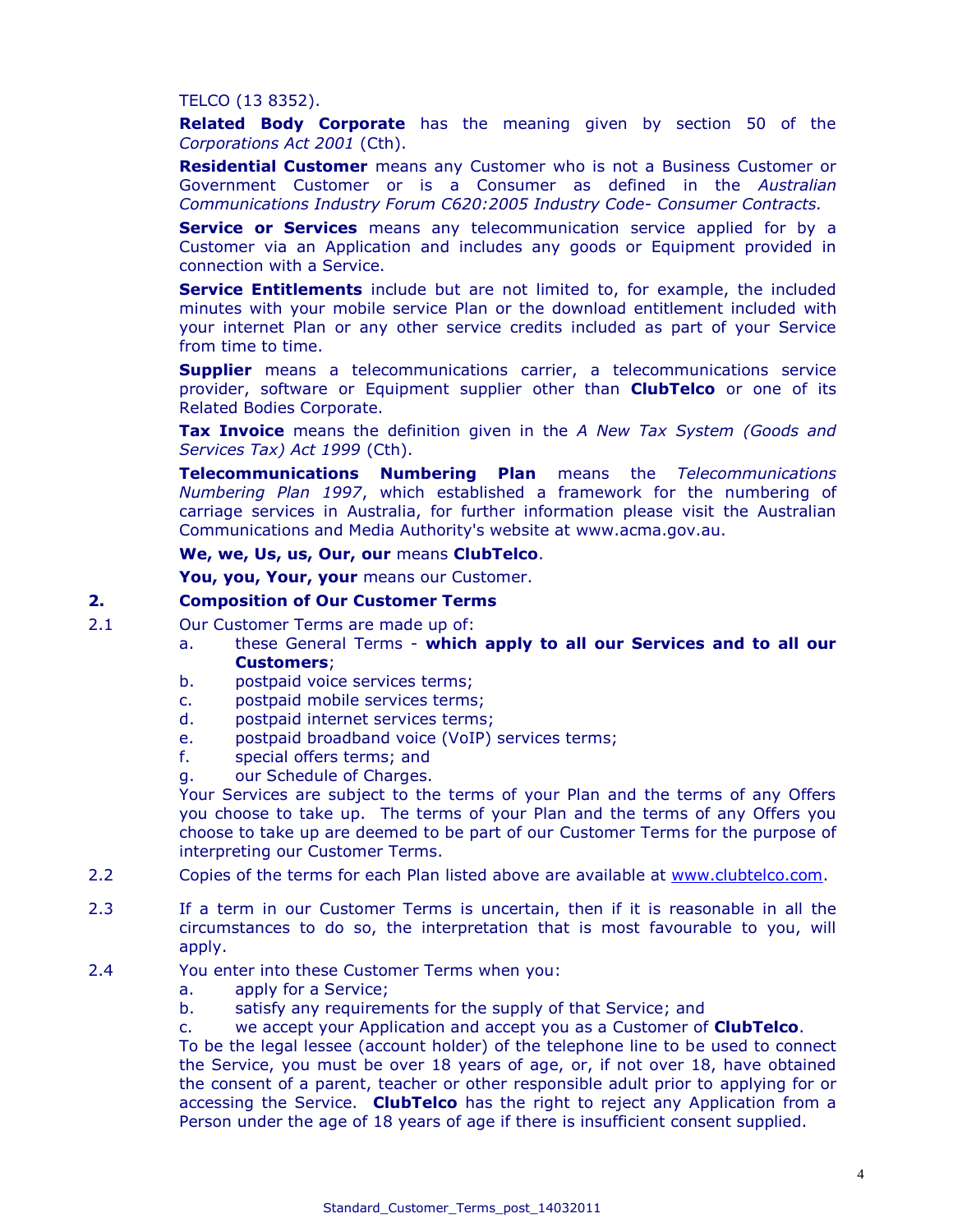TELCO (13 8352).

**Related Body Corporate** has the meaning given by section 50 of the *Corporations Act 2001* (Cth).

**Residential Customer** means any Customer who is not a Business Customer or Government Customer or is a Consumer as defined in the *Australian Communications Industry Forum C620:2005 Industry Code- Consumer Contracts.*

**Service or Services** means any telecommunication service applied for by a Customer via an Application and includes any goods or Equipment provided in connection with a Service.

**Service Entitlements** include but are not limited to, for example, the included minutes with your mobile service Plan or the download entitlement included with your internet Plan or any other service credits included as part of your Service from time to time.

**Supplier** means a telecommunications carrier, a telecommunications service provider, software or Equipment supplier other than **ClubTelco** or one of its Related Bodies Corporate.

**Tax Invoice** means the definition given in the *A New Tax System (Goods and Services Tax) Act 1999* (Cth).

**Telecommunications Numbering Plan** means the *Telecommunications Numbering Plan 1997*, which established a framework for the numbering of carriage services in Australia, for further information please visit the Australian Communications and Media Authority's website at www.acma.gov.au.

**We, we, Us, us, Our, our** means **ClubTelco**.

**You, you, Your, your** means our Customer.

## 2. Composition of Our Customer Terms

2.1 Our Customer Terms are made up of:

a. these General Terms - **which apply to all our Services and to all our Customers**;
b. postpaid voice services terms;
c. postpaid mobile services terms;
d. postpaid internet services terms;
e. postpaid broadband voice (VoIP) services terms;
f. special offers terms; and
g. our Schedule of Charges.

Your Services are subject to the terms of your Plan and the terms of any Offers you choose to take up. The terms of your Plan and the terms of any Offers you choose to take up are deemed to be part of our Customer Terms for the purpose of interpreting our Customer Terms.

2.2 Copies of the terms for each Plan listed above are available at www.clubtelco.com.

2.3 If a term in our Customer Terms is uncertain, then if it is reasonable in all the circumstances to do so, the interpretation that is most favourable to you, will apply.

2.4 You enter into these Customer Terms when you:

a. apply for a Service;
b. satisfy any requirements for the supply of that Service; and
c. we accept your Application and accept you as a Customer of **ClubTelco**.

To be the legal lessee (account holder) of the telephone line to be used to connect the Service, you must be over 18 years of age, or, if not over 18, have obtained the consent of a parent, teacher or other responsible adult prior to applying for or accessing the Service. **ClubTelco** has the right to reject any Application from a Person under the age of 18 years of age if there is insufficient consent supplied.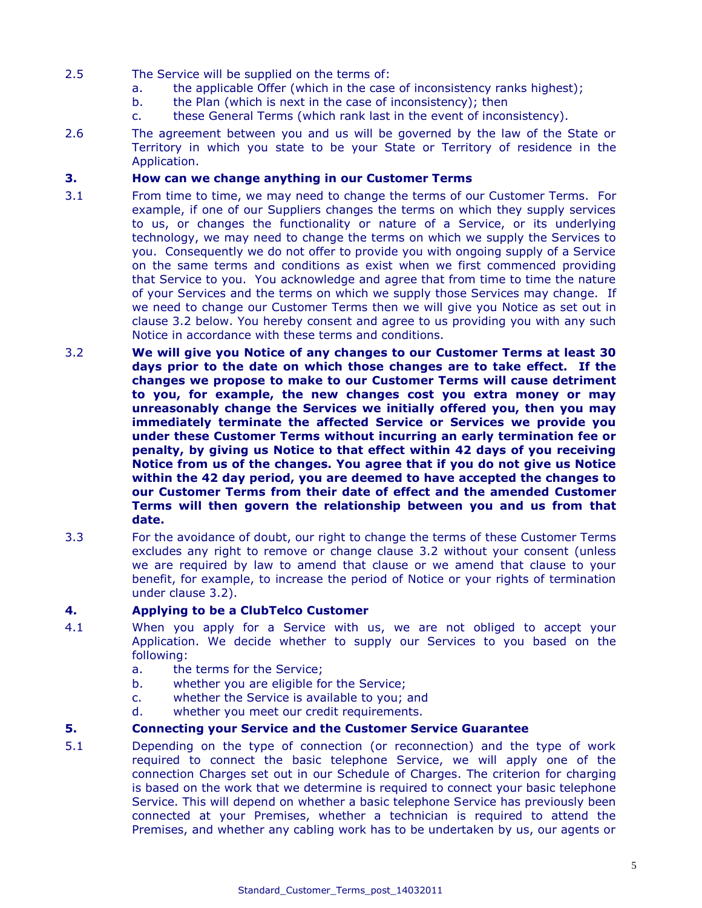2.5 The Service will be supplied on the terms of:

a. the applicable Offer (which in the case of inconsistency ranks highest);

b. the Plan (which is next in the case of inconsistency); then

c. these General Terms (which rank last in the event of inconsistency).

2.6 The agreement between you and us will be governed by the law of the State or Territory in which you state to be your State or Territory of residence in the Application.

### 3. How can we change anything in our Customer Terms

3.1 From time to time, we may need to change the terms of our Customer Terms. For example, if one of our Suppliers changes the terms on which they supply services to us, or changes the functionality or nature of a Service, or its underlying technology, we may need to change the terms on which we supply the Services to you. Consequently we do not offer to provide you with ongoing supply of a Service on the same terms and conditions as exist when we first commenced providing that Service to you. You acknowledge and agree that from time to time the nature of your Services and the terms on which we supply those Services may change. If we need to change our Customer Terms then we will give you Notice as set out in clause 3.2 below. You hereby consent and agree to us providing you with any such Notice in accordance with these terms and conditions.

3.2 **We will give you Notice of any changes to our Customer Terms at least 30 days prior to the date on which those changes are to take effect. If the changes we propose to make to our Customer Terms will cause detriment to you, for example, the new changes cost you extra money or may unreasonably change the Services we initially offered you, then you may immediately terminate the affected Service or Services we provide you under these Customer Terms without incurring an early termination fee or penalty, by giving us Notice to that effect within 42 days of you receiving Notice from us of the changes. You agree that if you do not give us Notice within the 42 day period, you are deemed to have accepted the changes to our Customer Terms from their date of effect and the amended Customer Terms will then govern the relationship between you and us from that date.**

3.3 For the avoidance of doubt, our right to change the terms of these Customer Terms excludes any right to remove or change clause 3.2 without your consent (unless we are required by law to amend that clause or we amend that clause to your benefit, for example, to increase the period of Notice or your rights of termination under clause 3.2).

### 4. Applying to be a ClubTelco Customer

4.1 When you apply for a Service with us, we are not obliged to accept your Application. We decide whether to supply our Services to you based on the following:

a. the terms for the Service;

b. whether you are eligible for the Service;

c. whether the Service is available to you; and

d. whether you meet our credit requirements.

### 5. Connecting your Service and the Customer Service Guarantee

5.1 Depending on the type of connection (or reconnection) and the type of work required to connect the basic telephone Service, we will apply one of the connection Charges set out in our Schedule of Charges. The criterion for charging is based on the work that we determine is required to connect your basic telephone Service. This will depend on whether a basic telephone Service has previously been connected at your Premises, whether a technician is required to attend the Premises, and whether any cabling work has to be undertaken by us, our agents or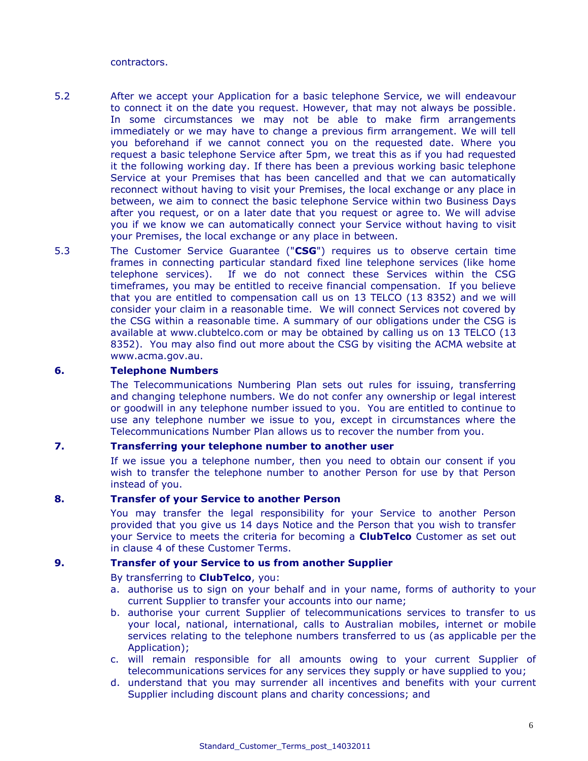contractors.

5.2 After we accept your Application for a basic telephone Service, we will endeavour to connect it on the date you request. However, that may not always be possible. In some circumstances we may not be able to make firm arrangements immediately or we may have to change a previous firm arrangement. We will tell you beforehand if we cannot connect you on the requested date. Where you request a basic telephone Service after 5pm, we treat this as if you had requested it the following working day. If there has been a previous working basic telephone Service at your Premises that has been cancelled and that we can automatically reconnect without having to visit your Premises, the local exchange or any place in between, we aim to connect the basic telephone Service within two Business Days after you request, or on a later date that you request or agree to. We will advise you if we know we can automatically connect your Service without having to visit your Premises, the local exchange or any place in between.

5.3 The Customer Service Guarantee ("**CSG**") requires us to observe certain time frames in connecting particular standard fixed line telephone services (like home telephone services). If we do not connect these Services within the CSG timeframes, you may be entitled to receive financial compensation. If you believe that you are entitled to compensation call us on 13 TELCO (13 8352) and we will consider your claim in a reasonable time. We will connect Services not covered by the CSG within a reasonable time. A summary of our obligations under the CSG is available at www.clubtelco.com or may be obtained by calling us on 13 TELCO (13 8352). You may also find out more about the CSG by visiting the ACMA website at www.acma.gov.au.

## 6. Telephone Numbers

The Telecommunications Numbering Plan sets out rules for issuing, transferring and changing telephone numbers. We do not confer any ownership or legal interest or goodwill in any telephone number issued to you. You are entitled to continue to use any telephone number we issue to you, except in circumstances where the Telecommunications Number Plan allows us to recover the number from you.

## 7. Transferring your telephone number to another user

If we issue you a telephone number, then you need to obtain our consent if you wish to transfer the telephone number to another Person for use by that Person instead of you.

## 8. Transfer of your Service to another Person

You may transfer the legal responsibility for your Service to another Person provided that you give us 14 days Notice and the Person that you wish to transfer your Service to meets the criteria for becoming a **ClubTelco** Customer as set out in clause 4 of these Customer Terms.

## 9. Transfer of your Service to us from another Supplier

By transferring to **ClubTelco**, you:

a. authorise us to sign on your behalf and in your name, forms of authority to your current Supplier to transfer your accounts into our name;
b. authorise your current Supplier of telecommunications services to transfer to us your local, national, international, calls to Australian mobiles, internet or mobile services relating to the telephone numbers transferred to us (as applicable per the Application);
c. will remain responsible for all amounts owing to your current Supplier of telecommunications services for any services they supply or have supplied to you;
d. understand that you may surrender all incentives and benefits with your current Supplier including discount plans and charity concessions; and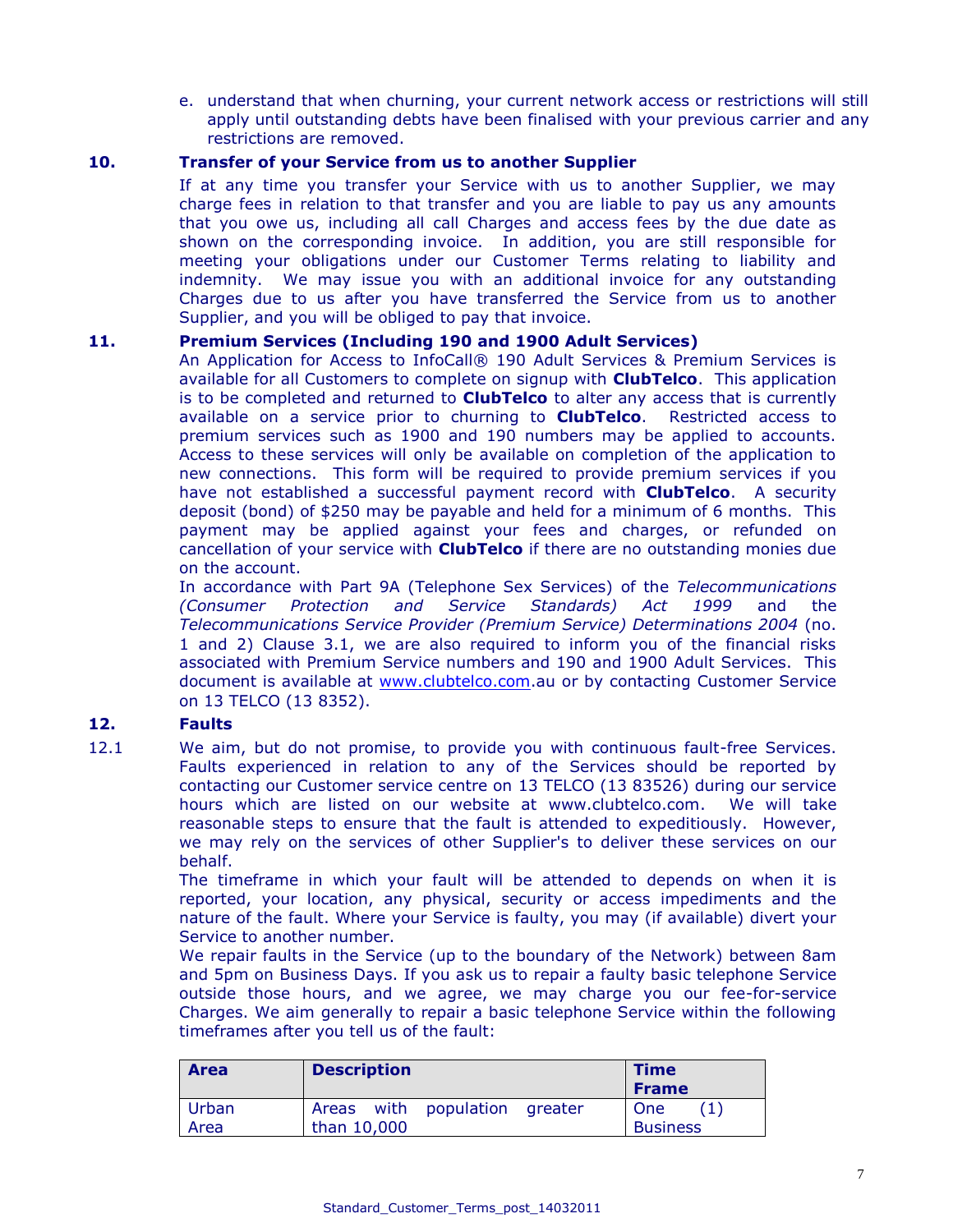e. understand that when churning, your current network access or restrictions will still apply until outstanding debts have been finalised with your previous carrier and any restrictions are removed.

## 10. Transfer of your Service from us to another Supplier

If at any time you transfer your Service with us to another Supplier, we may charge fees in relation to that transfer and you are liable to pay us any amounts that you owe us, including all call Charges and access fees by the due date as shown on the corresponding invoice. In addition, you are still responsible for meeting your obligations under our Customer Terms relating to liability and indemnity. We may issue you with an additional invoice for any outstanding Charges due to us after you have transferred the Service from us to another Supplier, and you will be obliged to pay that invoice.

## 11. Premium Services (Including 190 and 1900 Adult Services)

An Application for Access to InfoCall® 190 Adult Services & Premium Services is available for all Customers to complete on signup with **ClubTelco**. This application is to be completed and returned to **ClubTelco** to alter any access that is currently available on a service prior to churning to **ClubTelco**. Restricted access to premium services such as 1900 and 190 numbers may be applied to accounts. Access to these services will only be available on completion of the application to new connections. This form will be required to provide premium services if you have not established a successful payment record with **ClubTelco**. A security deposit (bond) of $250 may be payable and held for a minimum of 6 months. This payment may be applied against your fees and charges, or refunded on cancellation of your service with **ClubTelco** if there are no outstanding monies due on the account.

In accordance with Part 9A (Telephone Sex Services) of the *Telecommunications (Consumer Protection and Service Standards) Act 1999* and the *Telecommunications Service Provider (Premium Service) Determinations 2004* (no. 1 and 2) Clause 3.1, we are also required to inform you of the financial risks associated with Premium Service numbers and 190 and 1900 Adult Services. This document is available at www.clubtelco.com.au or by contacting Customer Service on 13 TELCO (13 8352).

## 12. Faults

12.1 We aim, but do not promise, to provide you with continuous fault-free Services. Faults experienced in relation to any of the Services should be reported by contacting our Customer service centre on 13 TELCO (13 83526) during our service hours which are listed on our website at www.clubtelco.com. We will take reasonable steps to ensure that the fault is attended to expeditiously. However, we may rely on the services of other Supplier's to deliver these services on our behalf.

The timeframe in which your fault will be attended to depends on when it is reported, your location, any physical, security or access impediments and the nature of the fault. Where your Service is faulty, you may (if available) divert your Service to another number.

We repair faults in the Service (up to the boundary of the Network) between 8am and 5pm on Business Days. If you ask us to repair a faulty basic telephone Service outside those hours, and we agree, we may charge you our fee-for-service Charges. We aim generally to repair a basic telephone Service within the following timeframes after you tell us of the fault:

| Area | Description | Time Frame |
|---|---|---|
| Urban Area | Areas with population greater than 10,000 | One (1) Business |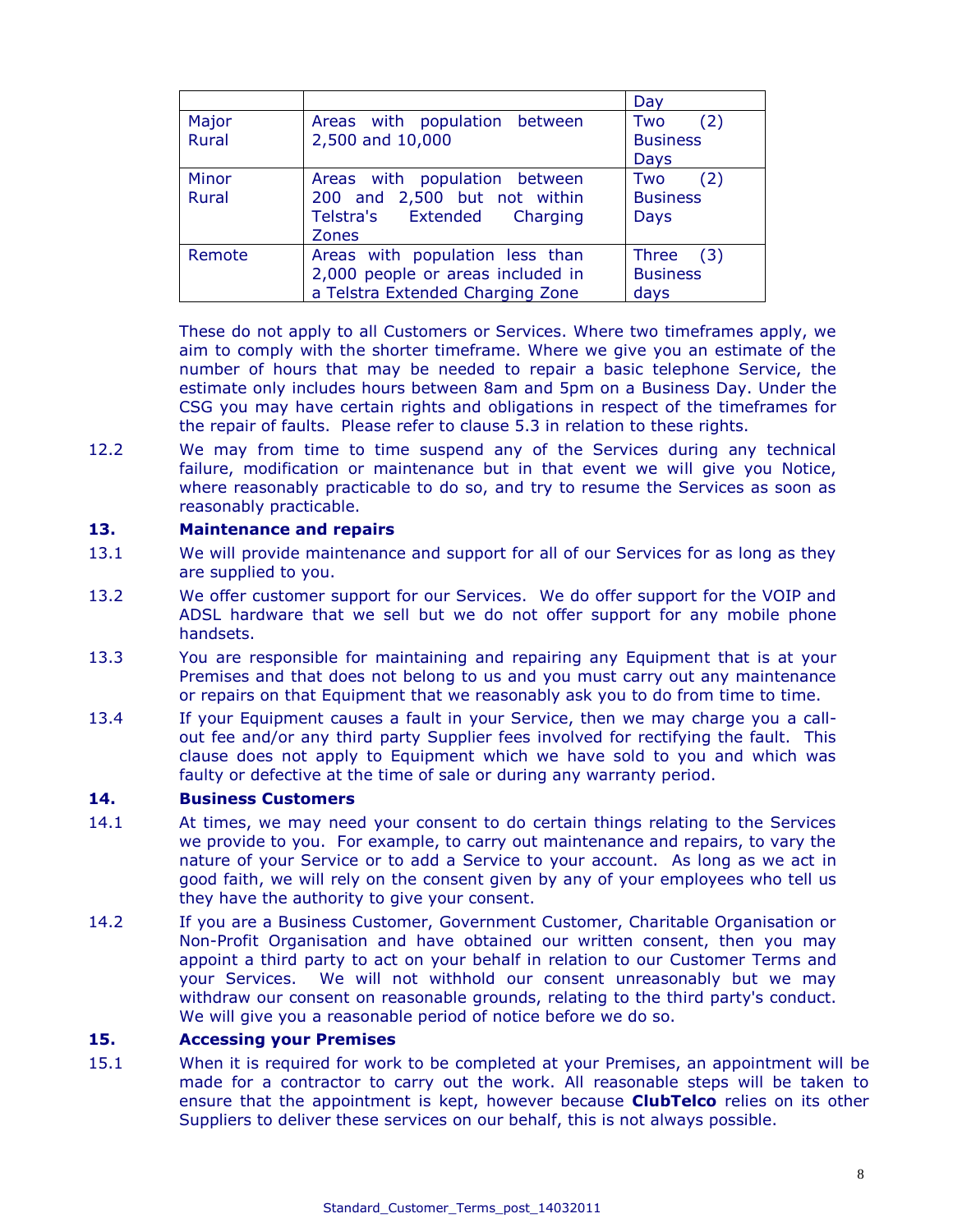| | | Day |
|---|---|---|
| Major Rural | Areas with population between 2,500 and 10,000 | Two (2) Business Days |
| Minor Rural | Areas with population between 200 and 2,500 but not within Telstra's Extended Charging Zones | Two (2) Business Days |
| Remote | Areas with population less than 2,000 people or areas included in a Telstra Extended Charging Zone | Three (3) Business days |

These do not apply to all Customers or Services. Where two timeframes apply, we aim to comply with the shorter timeframe. Where we give you an estimate of the number of hours that may be needed to repair a basic telephone Service, the estimate only includes hours between 8am and 5pm on a Business Day. Under the CSG you may have certain rights and obligations in respect of the timeframes for the repair of faults. Please refer to clause 5.3 in relation to these rights.

12.2 We may from time to time suspend any of the Services during any technical failure, modification or maintenance but in that event we will give you Notice, where reasonably practicable to do so, and try to resume the Services as soon as reasonably practicable.

## 13. Maintenance and repairs

13.1 We will provide maintenance and support for all of our Services for as long as they are supplied to you.

13.2 We offer customer support for our Services. We do offer support for the VOIP and ADSL hardware that we sell but we do not offer support for any mobile phone handsets.

13.3 You are responsible for maintaining and repairing any Equipment that is at your Premises and that does not belong to us and you must carry out any maintenance or repairs on that Equipment that we reasonably ask you to do from time to time.

13.4 If your Equipment causes a fault in your Service, then we may charge you a call-out fee and/or any third party Supplier fees involved for rectifying the fault. This clause does not apply to Equipment which we have sold to you and which was faulty or defective at the time of sale or during any warranty period.

## 14. Business Customers

14.1 At times, we may need your consent to do certain things relating to the Services we provide to you. For example, to carry out maintenance and repairs, to vary the nature of your Service or to add a Service to your account. As long as we act in good faith, we will rely on the consent given by any of your employees who tell us they have the authority to give your consent.

14.2 If you are a Business Customer, Government Customer, Charitable Organisation or Non-Profit Organisation and have obtained our written consent, then you may appoint a third party to act on your behalf in relation to our Customer Terms and your Services. We will not withhold our consent unreasonably but we may withdraw our consent on reasonable grounds, relating to the third party's conduct. We will give you a reasonable period of notice before we do so.

## 15. Accessing your Premises

15.1 When it is required for work to be completed at your Premises, an appointment will be made for a contractor to carry out the work. All reasonable steps will be taken to ensure that the appointment is kept, however because **ClubTelco** relies on its other Suppliers to deliver these services on our behalf, this is not always possible.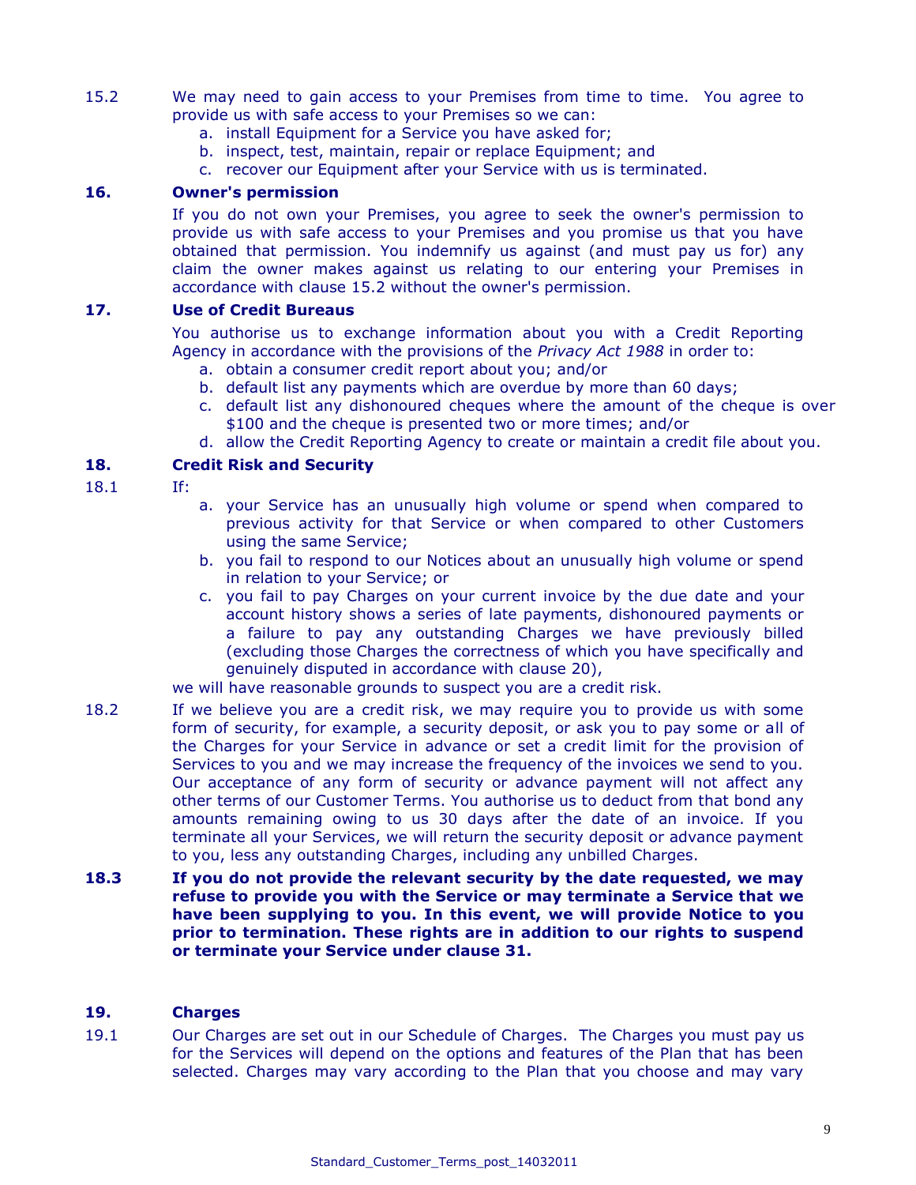15.2 We may need to gain access to your Premises from time to time. You agree to provide us with safe access to your Premises so we can:

a. install Equipment for a Service you have asked for;
b. inspect, test, maintain, repair or replace Equipment; and
c. recover our Equipment after your Service with us is terminated.

## 16. Owner's permission

If you do not own your Premises, you agree to seek the owner's permission to provide us with safe access to your Premises and you promise us that you have obtained that permission. You indemnify us against (and must pay us for) any claim the owner makes against us relating to our entering your Premises in accordance with clause 15.2 without the owner's permission.

## 17. Use of Credit Bureaus

You authorise us to exchange information about you with a Credit Reporting Agency in accordance with the provisions of the *Privacy Act 1988* in order to:

a. obtain a consumer credit report about you; and/or
b. default list any payments which are overdue by more than 60 days;
c. default list any dishonoured cheques where the amount of the cheque is over $100 and the cheque is presented two or more times; and/or
d. allow the Credit Reporting Agency to create or maintain a credit file about you.

## 18. Credit Risk and Security

18.1 If:

a. your Service has an unusually high volume or spend when compared to previous activity for that Service or when compared to other Customers using the same Service;
b. you fail to respond to our Notices about an unusually high volume or spend in relation to your Service; or
c. you fail to pay Charges on your current invoice by the due date and your account history shows a series of late payments, dishonoured payments or a failure to pay any outstanding Charges we have previously billed (excluding those Charges the correctness of which you have specifically and genuinely disputed in accordance with clause 20),

we will have reasonable grounds to suspect you are a credit risk.

18.2 If we believe you are a credit risk, we may require you to provide us with some form of security, for example, a security deposit, or ask you to pay some or all of the Charges for your Service in advance or set a credit limit for the provision of Services to you and we may increase the frequency of the invoices we send to you. Our acceptance of any form of security or advance payment will not affect any other terms of our Customer Terms. You authorise us to deduct from that bond any amounts remaining owing to us 30 days after the date of an invoice. If you terminate all your Services, we will return the security deposit or advance payment to you, less any outstanding Charges, including any unbilled Charges.

**18.3 If you do not provide the relevant security by the date requested, we may refuse to provide you with the Service or may terminate a Service that we have been supplying to you. In this event, we will provide Notice to you prior to termination. These rights are in addition to our rights to suspend or terminate your Service under clause 31.**

## 19. Charges

19.1 Our Charges are set out in our Schedule of Charges. The Charges you must pay us for the Services will depend on the options and features of the Plan that has been selected. Charges may vary according to the Plan that you choose and may vary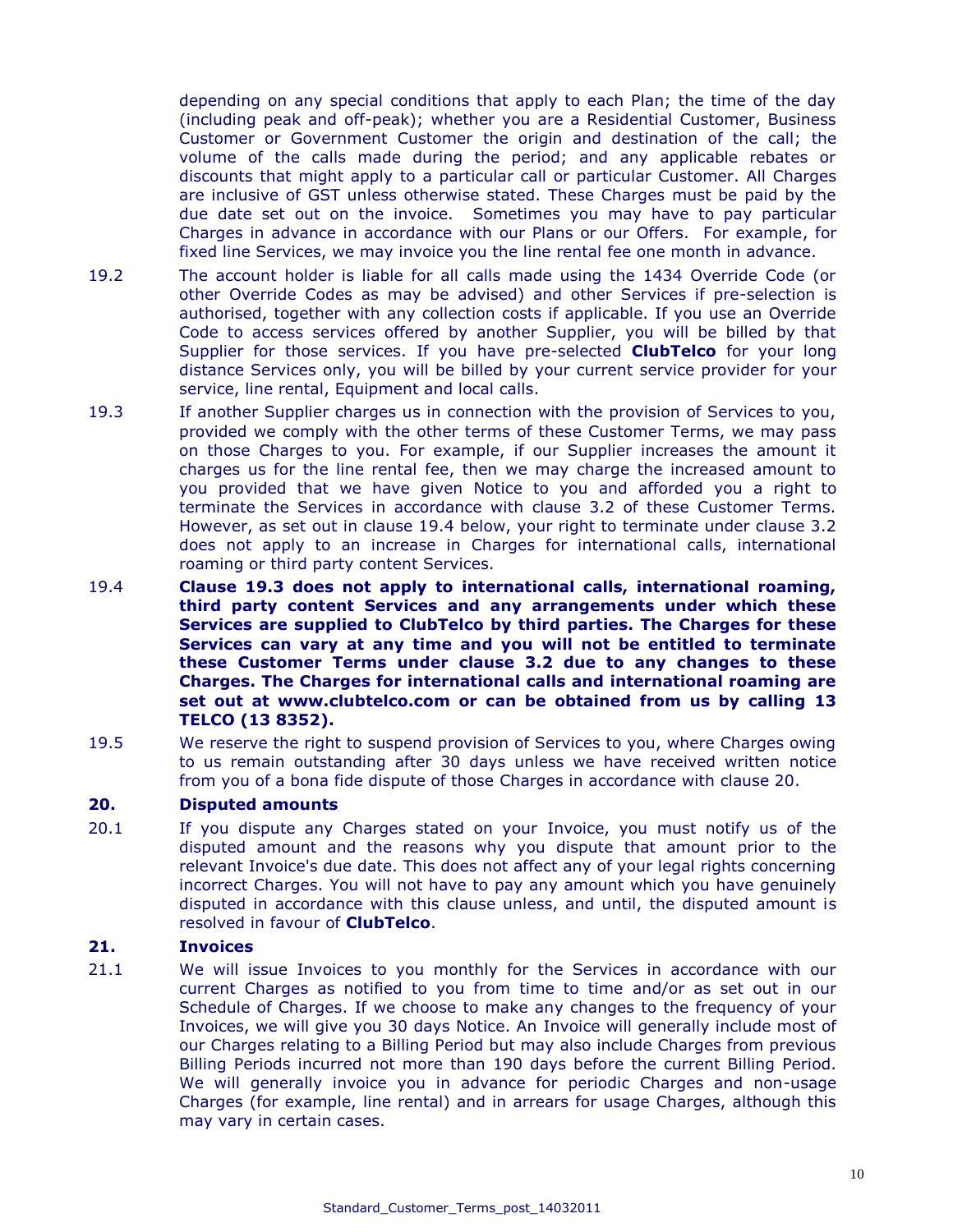depending on any special conditions that apply to each Plan; the time of the day (including peak and off-peak); whether you are a Residential Customer, Business Customer or Government Customer the origin and destination of the call; the volume of the calls made during the period; and any applicable rebates or discounts that might apply to a particular call or particular Customer. All Charges are inclusive of GST unless otherwise stated. These Charges must be paid by the due date set out on the invoice. Sometimes you may have to pay particular Charges in advance in accordance with our Plans or our Offers. For example, for fixed line Services, we may invoice you the line rental fee one month in advance.

19.2 The account holder is liable for all calls made using the 1434 Override Code (or other Override Codes as may be advised) and other Services if pre-selection is authorised, together with any collection costs if applicable. If you use an Override Code to access services offered by another Supplier, you will be billed by that Supplier for those services. If you have pre-selected **ClubTelco** for your long distance Services only, you will be billed by your current service provider for your service, line rental, Equipment and local calls.

19.3 If another Supplier charges us in connection with the provision of Services to you, provided we comply with the other terms of these Customer Terms, we may pass on those Charges to you. For example, if our Supplier increases the amount it charges us for the line rental fee, then we may charge the increased amount to you provided that we have given Notice to you and afforded you a right to terminate the Services in accordance with clause 3.2 of these Customer Terms. However, as set out in clause 19.4 below, your right to terminate under clause 3.2 does not apply to an increase in Charges for international calls, international roaming or third party content Services.

19.4 **Clause 19.3 does not apply to international calls, international roaming, third party content Services and any arrangements under which these Services are supplied to ClubTelco by third parties. The Charges for these Services can vary at any time and you will not be entitled to terminate these Customer Terms under clause 3.2 due to any changes to these Charges. The Charges for international calls and international roaming are set out at www.clubtelco.com or can be obtained from us by calling 13 TELCO (13 8352).**

19.5 We reserve the right to suspend provision of Services to you, where Charges owing to us remain outstanding after 30 days unless we have received written notice from you of a bona fide dispute of those Charges in accordance with clause 20.

## 20. Disputed amounts

20.1 If you dispute any Charges stated on your Invoice, you must notify us of the disputed amount and the reasons why you dispute that amount prior to the relevant Invoice's due date. This does not affect any of your legal rights concerning incorrect Charges. You will not have to pay any amount which you have genuinely disputed in accordance with this clause unless, and until, the disputed amount is resolved in favour of **ClubTelco**.

## 21. Invoices

21.1 We will issue Invoices to you monthly for the Services in accordance with our current Charges as notified to you from time to time and/or as set out in our Schedule of Charges. If we choose to make any changes to the frequency of your Invoices, we will give you 30 days Notice. An Invoice will generally include most of our Charges relating to a Billing Period but may also include Charges from previous Billing Periods incurred not more than 190 days before the current Billing Period. We will generally invoice you in advance for periodic Charges and non-usage Charges (for example, line rental) and in arrears for usage Charges, although this may vary in certain cases.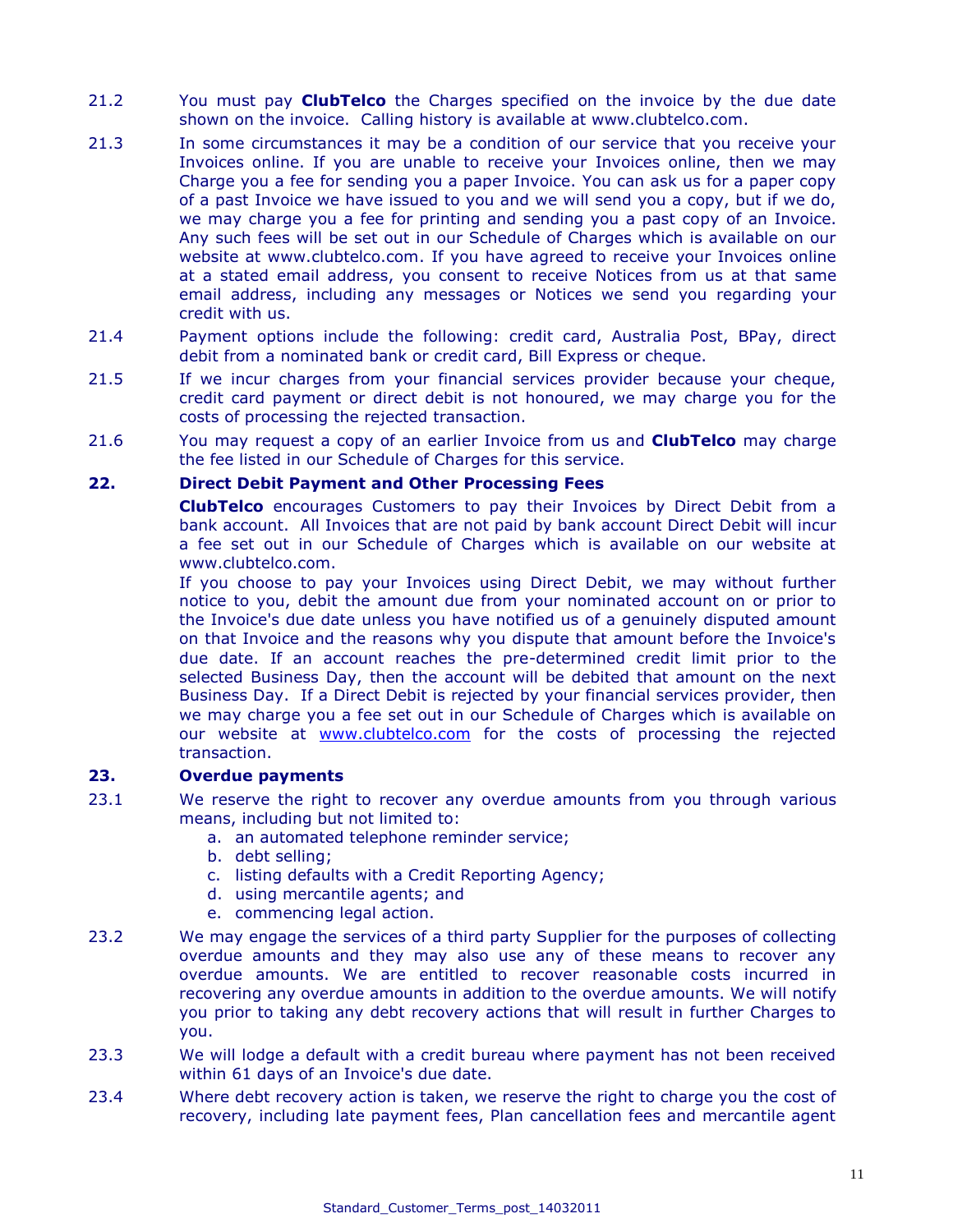21.2 You must pay **ClubTelco** the Charges specified on the invoice by the due date shown on the invoice. Calling history is available at www.clubtelco.com.

21.3 In some circumstances it may be a condition of our service that you receive your Invoices online. If you are unable to receive your Invoices online, then we may Charge you a fee for sending you a paper Invoice. You can ask us for a paper copy of a past Invoice we have issued to you and we will send you a copy, but if we do, we may charge you a fee for printing and sending you a past copy of an Invoice. Any such fees will be set out in our Schedule of Charges which is available on our website at www.clubtelco.com. If you have agreed to receive your Invoices online at a stated email address, you consent to receive Notices from us at that same email address, including any messages or Notices we send you regarding your credit with us.

21.4 Payment options include the following: credit card, Australia Post, BPay, direct debit from a nominated bank or credit card, Bill Express or cheque.

21.5 If we incur charges from your financial services provider because your cheque, credit card payment or direct debit is not honoured, we may charge you for the costs of processing the rejected transaction.

21.6 You may request a copy of an earlier Invoice from us and **ClubTelco** may charge the fee listed in our Schedule of Charges for this service.

## 22. Direct Debit Payment and Other Processing Fees

**ClubTelco** encourages Customers to pay their Invoices by Direct Debit from a bank account. All Invoices that are not paid by bank account Direct Debit will incur a fee set out in our Schedule of Charges which is available on our website at www.clubtelco.com.

If you choose to pay your Invoices using Direct Debit, we may without further notice to you, debit the amount due from your nominated account on or prior to the Invoice's due date unless you have notified us of a genuinely disputed amount on that Invoice and the reasons why you dispute that amount before the Invoice's due date. If an account reaches the pre-determined credit limit prior to the selected Business Day, then the account will be debited that amount on the next Business Day. If a Direct Debit is rejected by your financial services provider, then we may charge you a fee set out in our Schedule of Charges which is available on our website at www.clubtelco.com for the costs of processing the rejected transaction.

## 23. Overdue payments

23.1 We reserve the right to recover any overdue amounts from you through various means, including but not limited to:

a. an automated telephone reminder service;
b. debt selling;
c. listing defaults with a Credit Reporting Agency;
d. using mercantile agents; and
e. commencing legal action.

23.2 We may engage the services of a third party Supplier for the purposes of collecting overdue amounts and they may also use any of these means to recover any overdue amounts. We are entitled to recover reasonable costs incurred in recovering any overdue amounts in addition to the overdue amounts. We will notify you prior to taking any debt recovery actions that will result in further Charges to you.

23.3 We will lodge a default with a credit bureau where payment has not been received within 61 days of an Invoice's due date.

23.4 Where debt recovery action is taken, we reserve the right to charge you the cost of recovery, including late payment fees, Plan cancellation fees and mercantile agent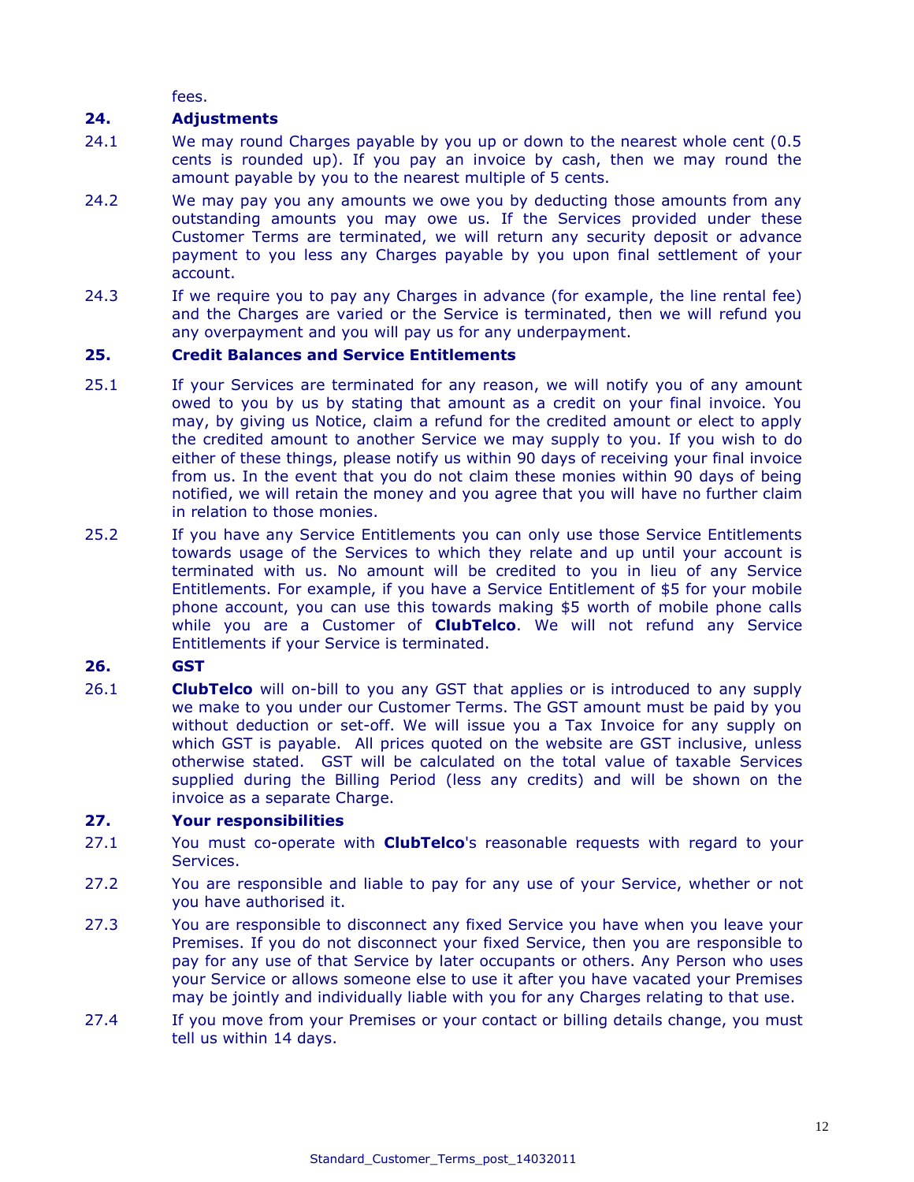fees.

## 24. Adjustments

24.1 We may round Charges payable by you up or down to the nearest whole cent (0.5 cents is rounded up). If you pay an invoice by cash, then we may round the amount payable by you to the nearest multiple of 5 cents.

24.2 We may pay you any amounts we owe you by deducting those amounts from any outstanding amounts you may owe us. If the Services provided under these Customer Terms are terminated, we will return any security deposit or advance payment to you less any Charges payable by you upon final settlement of your account.

24.3 If we require you to pay any Charges in advance (for example, the line rental fee) and the Charges are varied or the Service is terminated, then we will refund you any overpayment and you will pay us for any underpayment.

## 25. Credit Balances and Service Entitlements

25.1 If your Services are terminated for any reason, we will notify you of any amount owed to you by us by stating that amount as a credit on your final invoice. You may, by giving us Notice, claim a refund for the credited amount or elect to apply the credited amount to another Service we may supply to you. If you wish to do either of these things, please notify us within 90 days of receiving your final invoice from us. In the event that you do not claim these monies within 90 days of being notified, we will retain the money and you agree that you will have no further claim in relation to those monies.

25.2 If you have any Service Entitlements you can only use those Service Entitlements towards usage of the Services to which they relate and up until your account is terminated with us. No amount will be credited to you in lieu of any Service Entitlements. For example, if you have a Service Entitlement of $5 for your mobile phone account, you can use this towards making $5 worth of mobile phone calls while you are a Customer of **ClubTelco**. We will not refund any Service Entitlements if your Service is terminated.

## 26. GST

26.1 **ClubTelco** will on-bill to you any GST that applies or is introduced to any supply we make to you under our Customer Terms. The GST amount must be paid by you without deduction or set-off. We will issue you a Tax Invoice for any supply on which GST is payable. All prices quoted on the website are GST inclusive, unless otherwise stated. GST will be calculated on the total value of taxable Services supplied during the Billing Period (less any credits) and will be shown on the invoice as a separate Charge.

## 27. Your responsibilities

27.1 You must co-operate with **ClubTelco**'s reasonable requests with regard to your Services.

27.2 You are responsible and liable to pay for any use of your Service, whether or not you have authorised it.

27.3 You are responsible to disconnect any fixed Service you have when you leave your Premises. If you do not disconnect your fixed Service, then you are responsible to pay for any use of that Service by later occupants or others. Any Person who uses your Service or allows someone else to use it after you have vacated your Premises may be jointly and individually liable with you for any Charges relating to that use.

27.4 If you move from your Premises or your contact or billing details change, you must tell us within 14 days.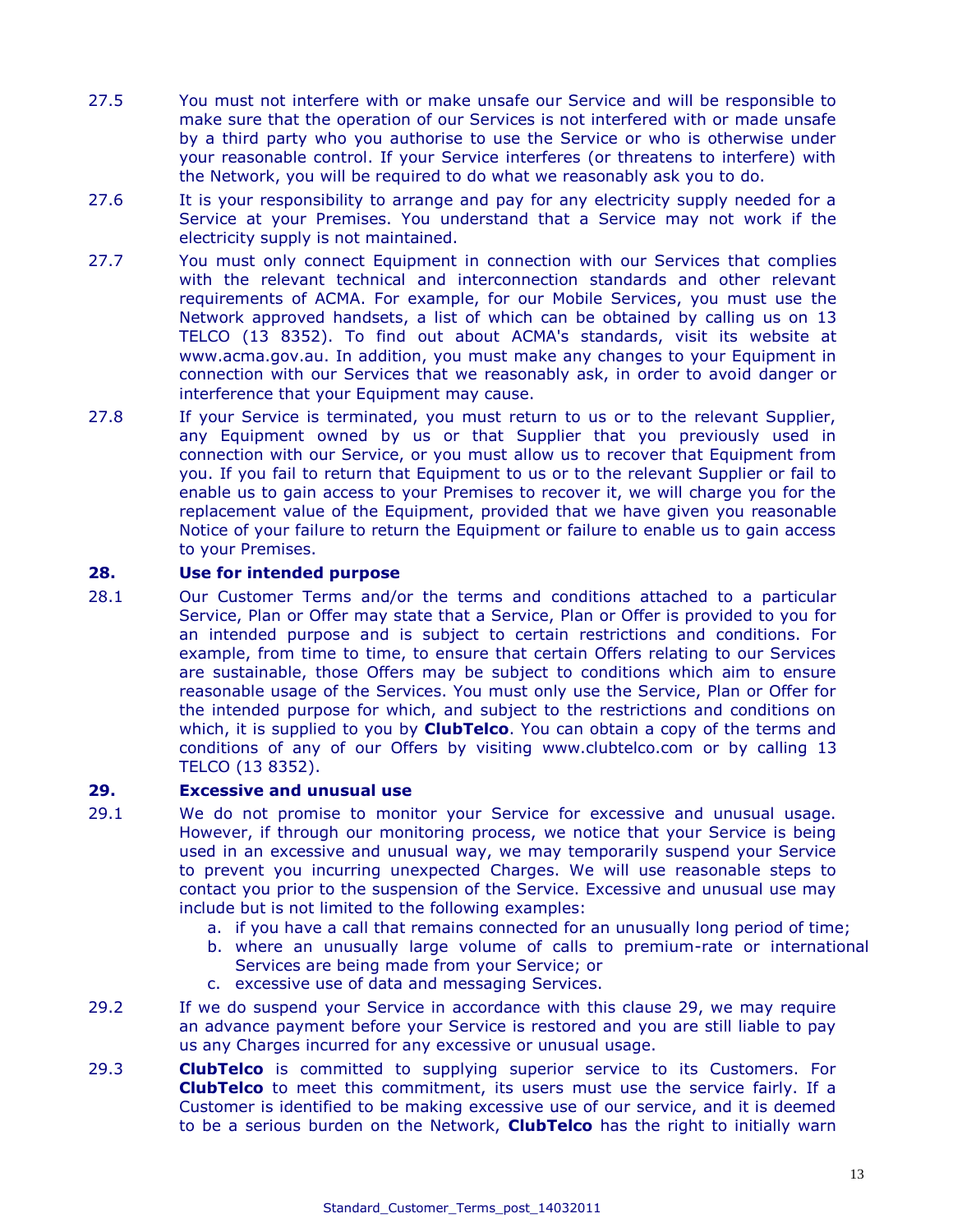27.5 You must not interfere with or make unsafe our Service and will be responsible to make sure that the operation of our Services is not interfered with or made unsafe by a third party who you authorise to use the Service or who is otherwise under your reasonable control. If your Service interferes (or threatens to interfere) with the Network, you will be required to do what we reasonably ask you to do.

27.6 It is your responsibility to arrange and pay for any electricity supply needed for a Service at your Premises. You understand that a Service may not work if the electricity supply is not maintained.

27.7 You must only connect Equipment in connection with our Services that complies with the relevant technical and interconnection standards and other relevant requirements of ACMA. For example, for our Mobile Services, you must use the Network approved handsets, a list of which can be obtained by calling us on 13 TELCO (13 8352). To find out about ACMA's standards, visit its website at www.acma.gov.au. In addition, you must make any changes to your Equipment in connection with our Services that we reasonably ask, in order to avoid danger or interference that your Equipment may cause.

27.8 If your Service is terminated, you must return to us or to the relevant Supplier, any Equipment owned by us or that Supplier that you previously used in connection with our Service, or you must allow us to recover that Equipment from you. If you fail to return that Equipment to us or to the relevant Supplier or fail to enable us to gain access to your Premises to recover it, we will charge you for the replacement value of the Equipment, provided that we have given you reasonable Notice of your failure to return the Equipment or failure to enable us to gain access to your Premises.

## 28. Use for intended purpose

28.1 Our Customer Terms and/or the terms and conditions attached to a particular Service, Plan or Offer may state that a Service, Plan or Offer is provided to you for an intended purpose and is subject to certain restrictions and conditions. For example, from time to time, to ensure that certain Offers relating to our Services are sustainable, those Offers may be subject to conditions which aim to ensure reasonable usage of the Services. You must only use the Service, Plan or Offer for the intended purpose for which, and subject to the restrictions and conditions on which, it is supplied to you by **ClubTelco**. You can obtain a copy of the terms and conditions of any of our Offers by visiting www.clubtelco.com or by calling 13 TELCO (13 8352).

## 29. Excessive and unusual use

29.1 We do not promise to monitor your Service for excessive and unusual usage. However, if through our monitoring process, we notice that your Service is being used in an excessive and unusual way, we may temporarily suspend your Service to prevent you incurring unexpected Charges. We will use reasonable steps to contact you prior to the suspension of the Service. Excessive and unusual use may include but is not limited to the following examples:

a. if you have a call that remains connected for an unusually long period of time;
b. where an unusually large volume of calls to premium-rate or international Services are being made from your Service; or
c. excessive use of data and messaging Services.

29.2 If we do suspend your Service in accordance with this clause 29, we may require an advance payment before your Service is restored and you are still liable to pay us any Charges incurred for any excessive or unusual usage.

29.3 **ClubTelco** is committed to supplying superior service to its Customers. For **ClubTelco** to meet this commitment, its users must use the service fairly. If a Customer is identified to be making excessive use of our service, and it is deemed to be a serious burden on the Network, **ClubTelco** has the right to initially warn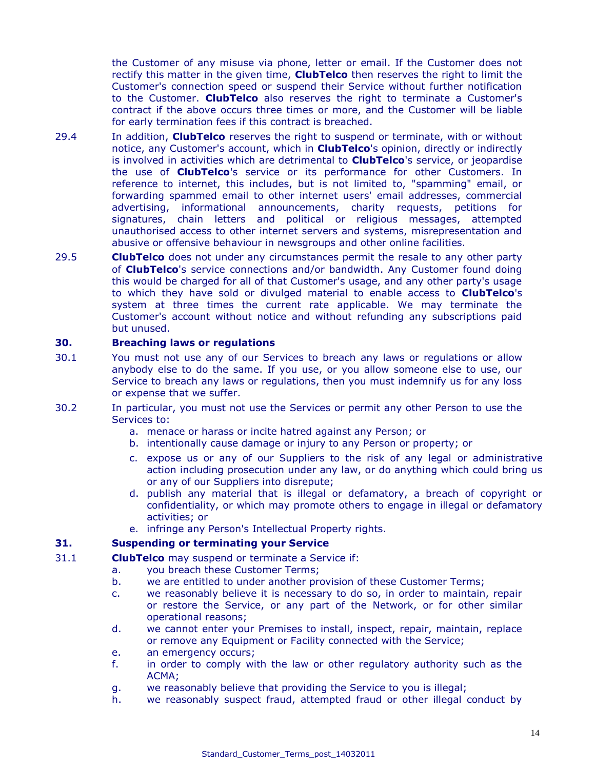the Customer of any misuse via phone, letter or email. If the Customer does not rectify this matter in the given time, **ClubTelco** then reserves the right to limit the Customer's connection speed or suspend their Service without further notification to the Customer. **ClubTelco** also reserves the right to terminate a Customer's contract if the above occurs three times or more, and the Customer will be liable for early termination fees if this contract is breached.

29.4 In addition, **ClubTelco** reserves the right to suspend or terminate, with or without notice, any Customer's account, which in **ClubTelco**'s opinion, directly or indirectly is involved in activities which are detrimental to **ClubTelco**'s service, or jeopardise the use of **ClubTelco**'s service or its performance for other Customers. In reference to internet, this includes, but is not limited to, "spamming" email, or forwarding spammed email to other internet users' email addresses, commercial advertising, informational announcements, charity requests, petitions for signatures, chain letters and political or religious messages, attempted unauthorised access to other internet servers and systems, misrepresentation and abusive or offensive behaviour in newsgroups and other online facilities.

29.5 **ClubTelco** does not under any circumstances permit the resale to any other party of **ClubTelco**'s service connections and/or bandwidth. Any Customer found doing this would be charged for all of that Customer's usage, and any other party's usage to which they have sold or divulged material to enable access to **ClubTelco**'s system at three times the current rate applicable. We may terminate the Customer's account without notice and without refunding any subscriptions paid but unused.

## 30. Breaching laws or regulations

30.1 You must not use any of our Services to breach any laws or regulations or allow anybody else to do the same. If you use, or you allow someone else to use, our Service to breach any laws or regulations, then you must indemnify us for any loss or expense that we suffer.

30.2 In particular, you must not use the Services or permit any other Person to use the Services to:

a. menace or harass or incite hatred against any Person; or
b. intentionally cause damage or injury to any Person or property; or
c. expose us or any of our Suppliers to the risk of any legal or administrative action including prosecution under any law, or do anything which could bring us or any of our Suppliers into disrepute;
d. publish any material that is illegal or defamatory, a breach of copyright or confidentiality, or which may promote others to engage in illegal or defamatory activities; or
e. infringe any Person's Intellectual Property rights.

## 31. Suspending or terminating your Service

31.1 **ClubTelco** may suspend or terminate a Service if:

a. you breach these Customer Terms;
b. we are entitled to under another provision of these Customer Terms;
c. we reasonably believe it is necessary to do so, in order to maintain, repair or restore the Service, or any part of the Network, or for other similar operational reasons;
d. we cannot enter your Premises to install, inspect, repair, maintain, replace or remove any Equipment or Facility connected with the Service;
e. an emergency occurs;
f. in order to comply with the law or other regulatory authority such as the ACMA;
g. we reasonably believe that providing the Service to you is illegal;
h. we reasonably suspect fraud, attempted fraud or other illegal conduct by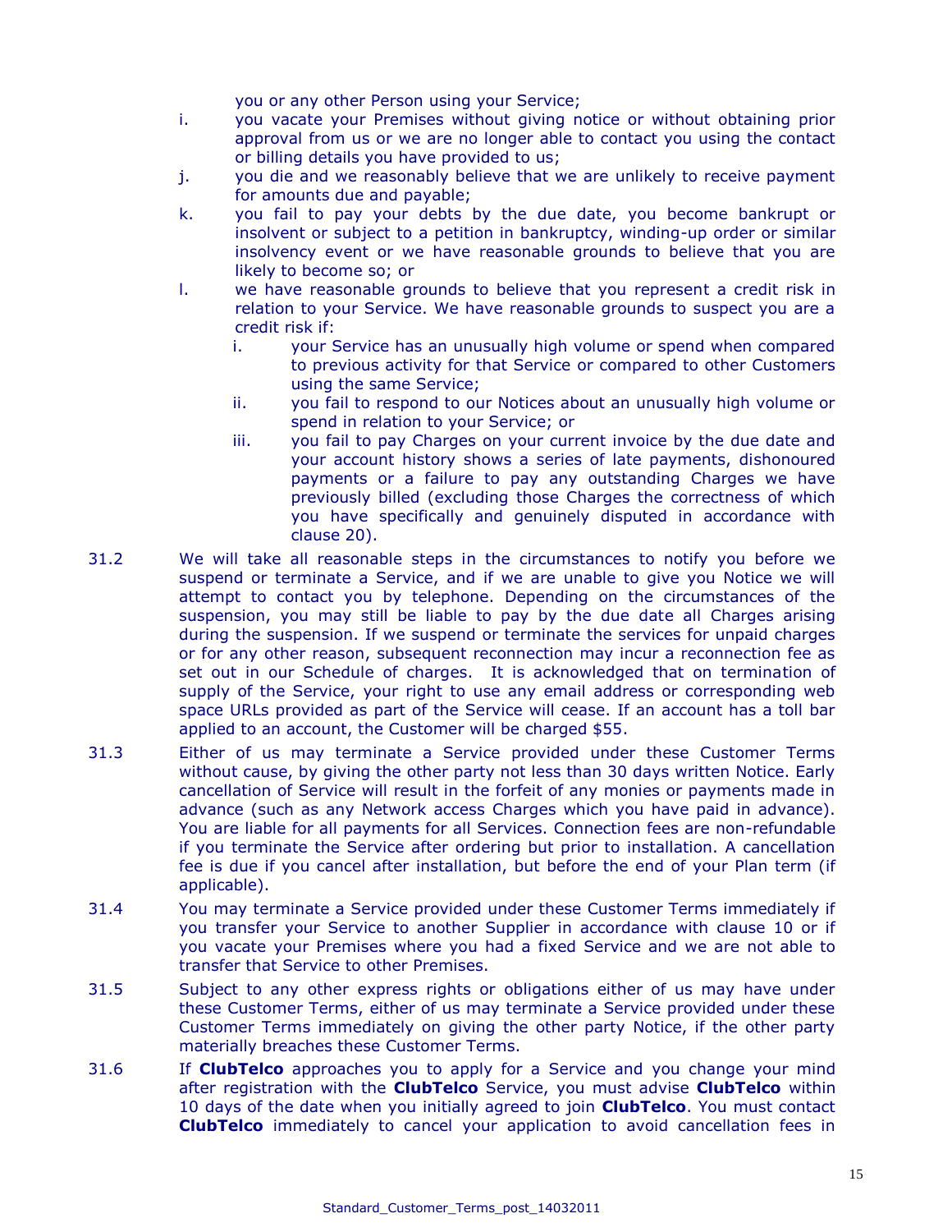you or any other Person using your Service;

i. you vacate your Premises without giving notice or without obtaining prior approval from us or we are no longer able to contact you using the contact or billing details you have provided to us;

j. you die and we reasonably believe that we are unlikely to receive payment for amounts due and payable;

k. you fail to pay your debts by the due date, you become bankrupt or insolvent or subject to a petition in bankruptcy, winding-up order or similar insolvency event or we have reasonable grounds to believe that you are likely to become so; or

l. we have reasonable grounds to believe that you represent a credit risk in relation to your Service. We have reasonable grounds to suspect you are a credit risk if:

   i. your Service has an unusually high volume or spend when compared to previous activity for that Service or compared to other Customers using the same Service;

   ii. you fail to respond to our Notices about an unusually high volume or spend in relation to your Service; or

   iii. you fail to pay Charges on your current invoice by the due date and your account history shows a series of late payments, dishonoured payments or a failure to pay any outstanding Charges we have previously billed (excluding those Charges the correctness of which you have specifically and genuinely disputed in accordance with clause 20).

31.2 We will take all reasonable steps in the circumstances to notify you before we suspend or terminate a Service, and if we are unable to give you Notice we will attempt to contact you by telephone. Depending on the circumstances of the suspension, you may still be liable to pay by the due date all Charges arising during the suspension. If we suspend or terminate the services for unpaid charges or for any other reason, subsequent reconnection may incur a reconnection fee as set out in our Schedule of charges. It is acknowledged that on termination of supply of the Service, your right to use any email address or corresponding web space URLs provided as part of the Service will cease. If an account has a toll bar applied to an account, the Customer will be charged $55.

31.3 Either of us may terminate a Service provided under these Customer Terms without cause, by giving the other party not less than 30 days written Notice. Early cancellation of Service will result in the forfeit of any monies or payments made in advance (such as any Network access Charges which you have paid in advance). You are liable for all payments for all Services. Connection fees are non-refundable if you terminate the Service after ordering but prior to installation. A cancellation fee is due if you cancel after installation, but before the end of your Plan term (if applicable).

31.4 You may terminate a Service provided under these Customer Terms immediately if you transfer your Service to another Supplier in accordance with clause 10 or if you vacate your Premises where you had a fixed Service and we are not able to transfer that Service to other Premises.

31.5 Subject to any other express rights or obligations either of us may have under these Customer Terms, either of us may terminate a Service provided under these Customer Terms immediately on giving the other party Notice, if the other party materially breaches these Customer Terms.

31.6 If **ClubTelco** approaches you to apply for a Service and you change your mind after registration with the **ClubTelco** Service, you must advise **ClubTelco** within 10 days of the date when you initially agreed to join **ClubTelco**. You must contact **ClubTelco** immediately to cancel your application to avoid cancellation fees in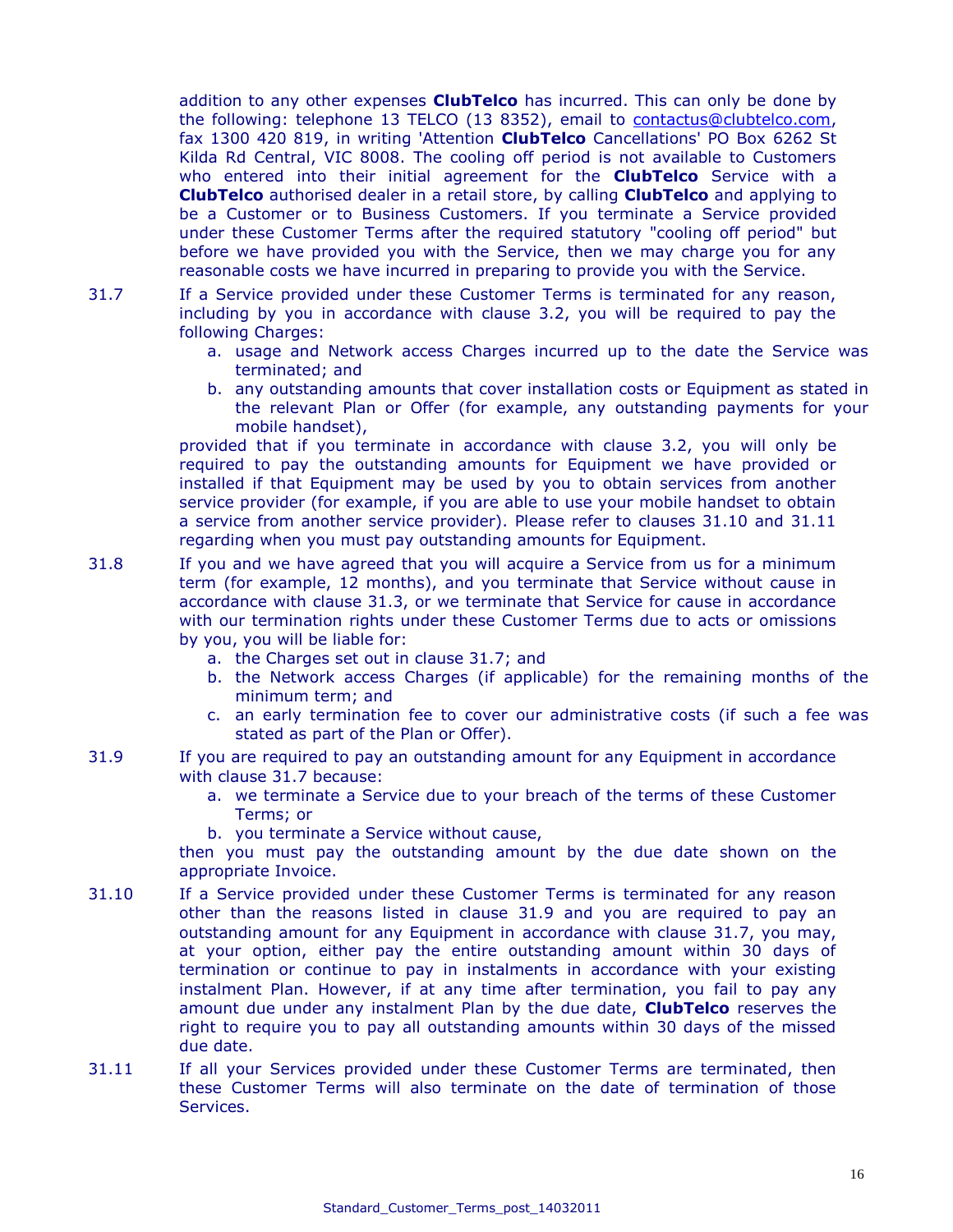addition to any other expenses **ClubTelco** has incurred. This can only be done by the following: telephone 13 TELCO (13 8352), email to contactus@clubtelco.com, fax 1300 420 819, in writing 'Attention **ClubTelco** Cancellations' PO Box 6262 St Kilda Rd Central, VIC 8008. The cooling off period is not available to Customers who entered into their initial agreement for the **ClubTelco** Service with a **ClubTelco** authorised dealer in a retail store, by calling **ClubTelco** and applying to be a Customer or to Business Customers. If you terminate a Service provided under these Customer Terms after the required statutory "cooling off period" but before we have provided you with the Service, then we may charge you for any reasonable costs we have incurred in preparing to provide you with the Service.

31.7 If a Service provided under these Customer Terms is terminated for any reason, including by you in accordance with clause 3.2, you will be required to pay the following Charges:

a. usage and Network access Charges incurred up to the date the Service was terminated; and
b. any outstanding amounts that cover installation costs or Equipment as stated in the relevant Plan or Offer (for example, any outstanding payments for your mobile handset),

provided that if you terminate in accordance with clause 3.2, you will only be required to pay the outstanding amounts for Equipment we have provided or installed if that Equipment may be used by you to obtain services from another service provider (for example, if you are able to use your mobile handset to obtain a service from another service provider). Please refer to clauses 31.10 and 31.11 regarding when you must pay outstanding amounts for Equipment.

31.8 If you and we have agreed that you will acquire a Service from us for a minimum term (for example, 12 months), and you terminate that Service without cause in accordance with clause 31.3, or we terminate that Service for cause in accordance with our termination rights under these Customer Terms due to acts or omissions by you, you will be liable for:

a. the Charges set out in clause 31.7; and
b. the Network access Charges (if applicable) for the remaining months of the minimum term; and
c. an early termination fee to cover our administrative costs (if such a fee was stated as part of the Plan or Offer).

31.9 If you are required to pay an outstanding amount for any Equipment in accordance with clause 31.7 because:

a. we terminate a Service due to your breach of the terms of these Customer Terms; or
b. you terminate a Service without cause,

then you must pay the outstanding amount by the due date shown on the appropriate Invoice.

31.10 If a Service provided under these Customer Terms is terminated for any reason other than the reasons listed in clause 31.9 and you are required to pay an outstanding amount for any Equipment in accordance with clause 31.7, you may, at your option, either pay the entire outstanding amount within 30 days of termination or continue to pay in instalments in accordance with your existing instalment Plan. However, if at any time after termination, you fail to pay any amount due under any instalment Plan by the due date, **ClubTelco** reserves the right to require you to pay all outstanding amounts within 30 days of the missed due date.

31.11 If all your Services provided under these Customer Terms are terminated, then these Customer Terms will also terminate on the date of termination of those Services.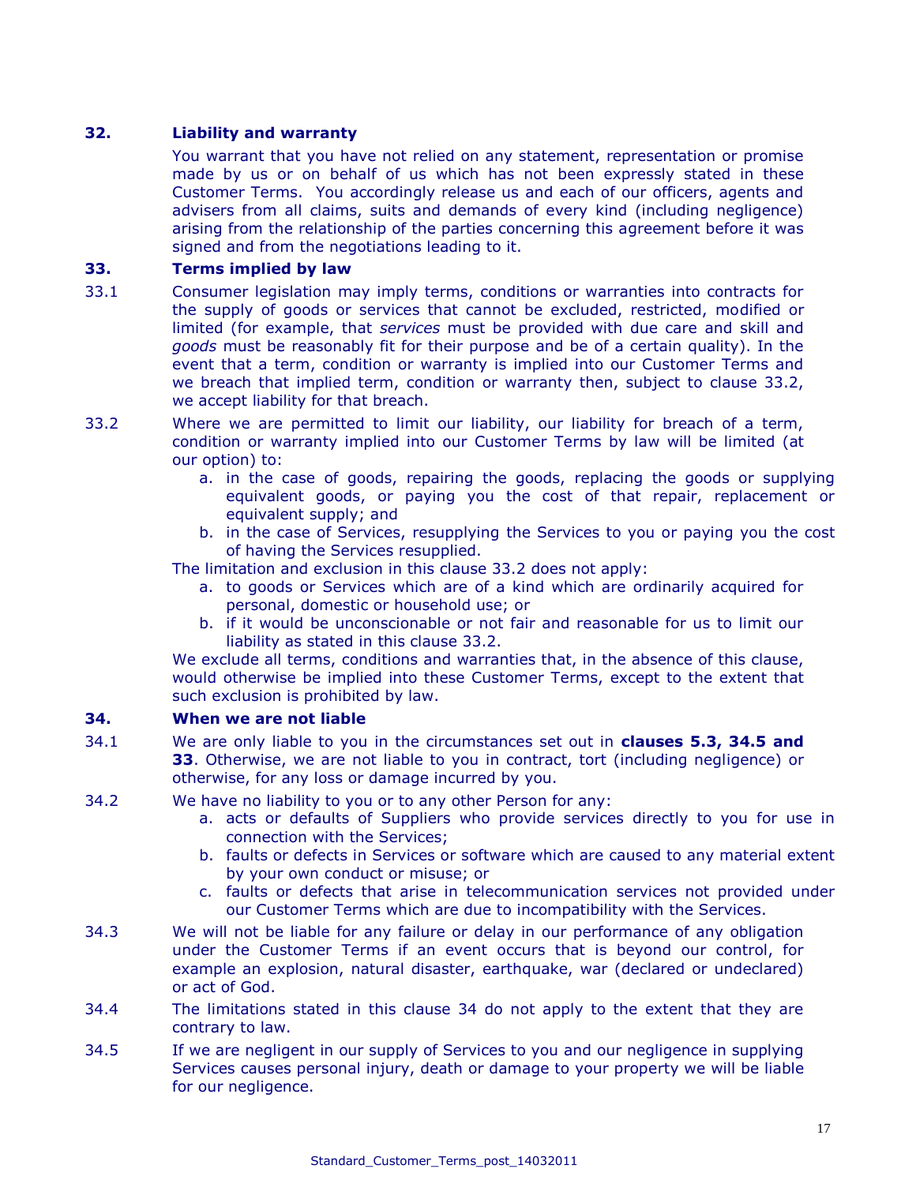## 32. Liability and warranty

You warrant that you have not relied on any statement, representation or promise made by us or on behalf of us which has not been expressly stated in these Customer Terms. You accordingly release us and each of our officers, agents and advisers from all claims, suits and demands of every kind (including negligence) arising from the relationship of the parties concerning this agreement before it was signed and from the negotiations leading to it.

## 33. Terms implied by law

33.1 Consumer legislation may imply terms, conditions or warranties into contracts for the supply of goods or services that cannot be excluded, restricted, modified or limited (for example, that *services* must be provided with due care and skill and *goods* must be reasonably fit for their purpose and be of a certain quality). In the event that a term, condition or warranty is implied into our Customer Terms and we breach that implied term, condition or warranty then, subject to clause 33.2, we accept liability for that breach.

33.2 Where we are permitted to limit our liability, our liability for breach of a term, condition or warranty implied into our Customer Terms by law will be limited (at our option) to:

a. in the case of goods, repairing the goods, replacing the goods or supplying equivalent goods, or paying you the cost of that repair, replacement or equivalent supply; and
b. in the case of Services, resupplying the Services to you or paying you the cost of having the Services resupplied.

The limitation and exclusion in this clause 33.2 does not apply:

a. to goods or Services which are of a kind which are ordinarily acquired for personal, domestic or household use; or
b. if it would be unconscionable or not fair and reasonable for us to limit our liability as stated in this clause 33.2.

We exclude all terms, conditions and warranties that, in the absence of this clause, would otherwise be implied into these Customer Terms, except to the extent that such exclusion is prohibited by law.

## 34. When we are not liable

34.1 We are only liable to you in the circumstances set out in **clauses 5.3, 34.5 and 33**. Otherwise, we are not liable to you in contract, tort (including negligence) or otherwise, for any loss or damage incurred by you.

34.2 We have no liability to you or to any other Person for any:

a. acts or defaults of Suppliers who provide services directly to you for use in connection with the Services;
b. faults or defects in Services or software which are caused to any material extent by your own conduct or misuse; or
c. faults or defects that arise in telecommunication services not provided under our Customer Terms which are due to incompatibility with the Services.

34.3 We will not be liable for any failure or delay in our performance of any obligation under the Customer Terms if an event occurs that is beyond our control, for example an explosion, natural disaster, earthquake, war (declared or undeclared) or act of God.

34.4 The limitations stated in this clause 34 do not apply to the extent that they are contrary to law.

34.5 If we are negligent in our supply of Services to you and our negligence in supplying Services causes personal injury, death or damage to your property we will be liable for our negligence.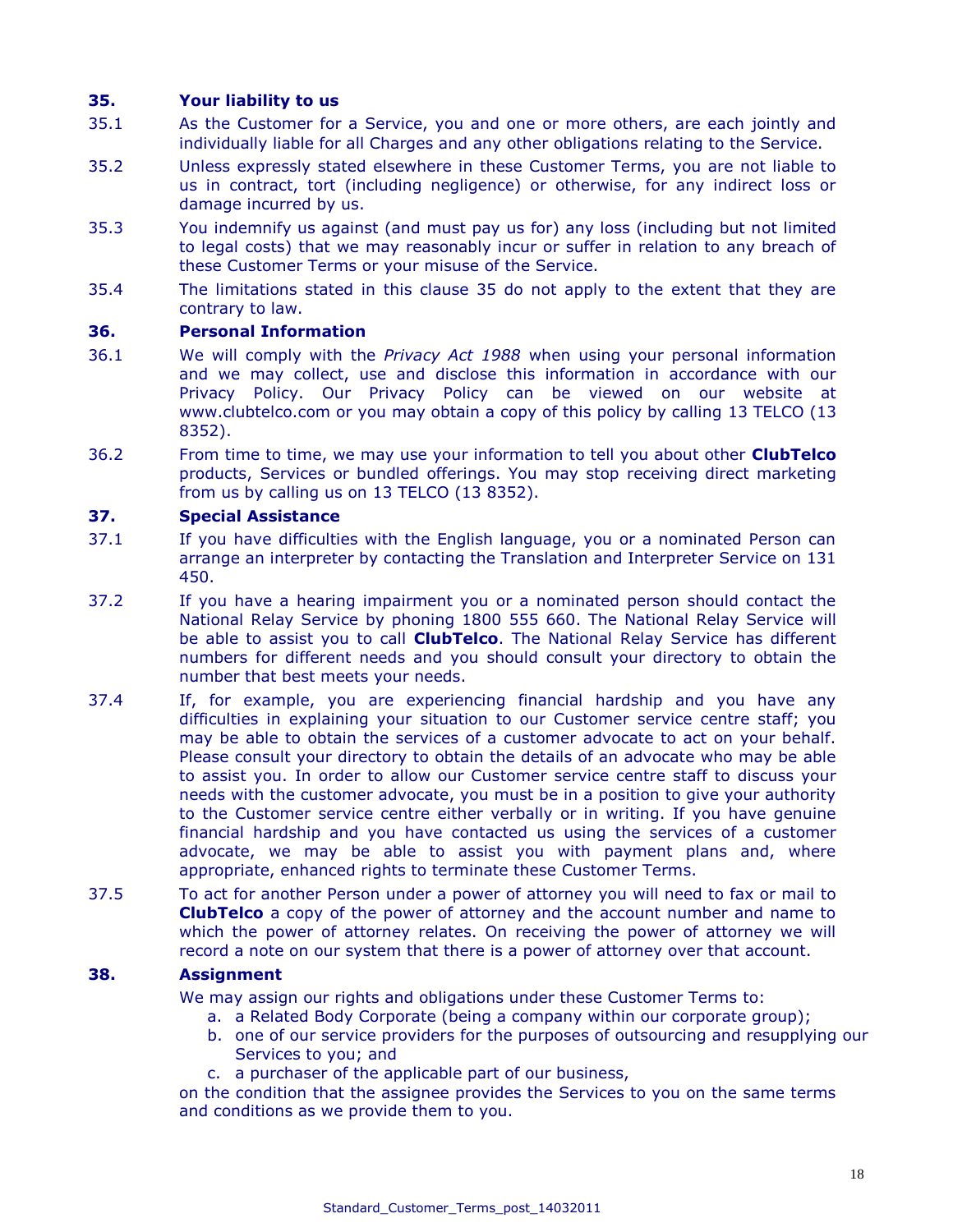## 35. Your liability to us

35.1 As the Customer for a Service, you and one or more others, are each jointly and individually liable for all Charges and any other obligations relating to the Service.

35.2 Unless expressly stated elsewhere in these Customer Terms, you are not liable to us in contract, tort (including negligence) or otherwise, for any indirect loss or damage incurred by us.

35.3 You indemnify us against (and must pay us for) any loss (including but not limited to legal costs) that we may reasonably incur or suffer in relation to any breach of these Customer Terms or your misuse of the Service.

35.4 The limitations stated in this clause 35 do not apply to the extent that they are contrary to law.

## 36. Personal Information

36.1 We will comply with the *Privacy Act 1988* when using your personal information and we may collect, use and disclose this information in accordance with our Privacy Policy. Our Privacy Policy can be viewed on our website at www.clubtelco.com or you may obtain a copy of this policy by calling 13 TELCO (13 8352).

36.2 From time to time, we may use your information to tell you about other **ClubTelco** products, Services or bundled offerings. You may stop receiving direct marketing from us by calling us on 13 TELCO (13 8352).

## 37. Special Assistance

37.1 If you have difficulties with the English language, you or a nominated Person can arrange an interpreter by contacting the Translation and Interpreter Service on 131 450.

37.2 If you have a hearing impairment you or a nominated person should contact the National Relay Service by phoning 1800 555 660. The National Relay Service will be able to assist you to call **ClubTelco**. The National Relay Service has different numbers for different needs and you should consult your directory to obtain the number that best meets your needs.

37.4 If, for example, you are experiencing financial hardship and you have any difficulties in explaining your situation to our Customer service centre staff; you may be able to obtain the services of a customer advocate to act on your behalf. Please consult your directory to obtain the details of an advocate who may be able to assist you. In order to allow our Customer service centre staff to discuss your needs with the customer advocate, you must be in a position to give your authority to the Customer service centre either verbally or in writing. If you have genuine financial hardship and you have contacted us using the services of a customer advocate, we may be able to assist you with payment plans and, where appropriate, enhanced rights to terminate these Customer Terms.

37.5 To act for another Person under a power of attorney you will need to fax or mail to **ClubTelco** a copy of the power of attorney and the account number and name to which the power of attorney relates. On receiving the power of attorney we will record a note on our system that there is a power of attorney over that account.

## 38. Assignment

We may assign our rights and obligations under these Customer Terms to:

a. a Related Body Corporate (being a company within our corporate group);
b. one of our service providers for the purposes of outsourcing and resupplying our Services to you; and
c. a purchaser of the applicable part of our business,

on the condition that the assignee provides the Services to you on the same terms and conditions as we provide them to you.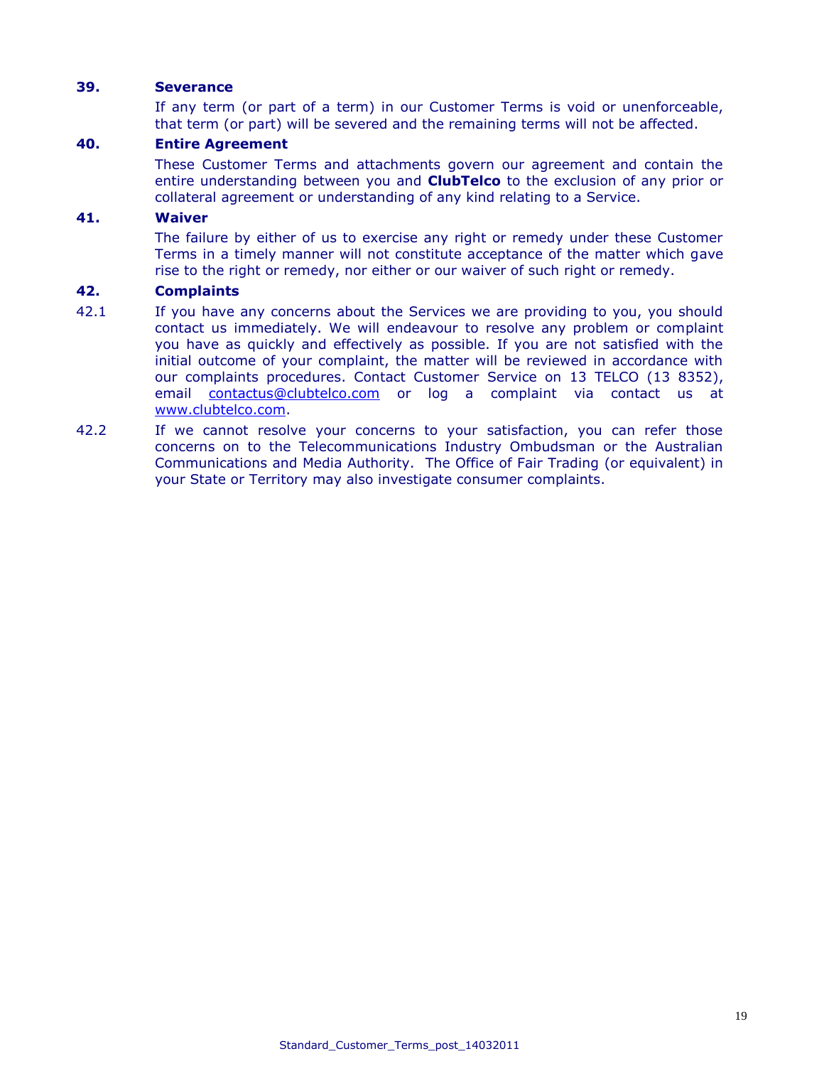## 39. Severance

If any term (or part of a term) in our Customer Terms is void or unenforceable, that term (or part) will be severed and the remaining terms will not be affected.

## 40. Entire Agreement

These Customer Terms and attachments govern our agreement and contain the entire understanding between you and **ClubTelco** to the exclusion of any prior or collateral agreement or understanding of any kind relating to a Service.

## 41. Waiver

The failure by either of us to exercise any right or remedy under these Customer Terms in a timely manner will not constitute acceptance of the matter which gave rise to the right or remedy, nor either or our waiver of such right or remedy.

## 42. Complaints

42.1 If you have any concerns about the Services we are providing to you, you should contact us immediately. We will endeavour to resolve any problem or complaint you have as quickly and effectively as possible. If you are not satisfied with the initial outcome of your complaint, the matter will be reviewed in accordance with our complaints procedures. Contact Customer Service on 13 TELCO (13 8352), email contactus@clubtelco.com or log a complaint via contact us at www.clubtelco.com.

42.2 If we cannot resolve your concerns to your satisfaction, you can refer those concerns on to the Telecommunications Industry Ombudsman or the Australian Communications and Media Authority. The Office of Fair Trading (or equivalent) in your State or Territory may also investigate consumer complaints.